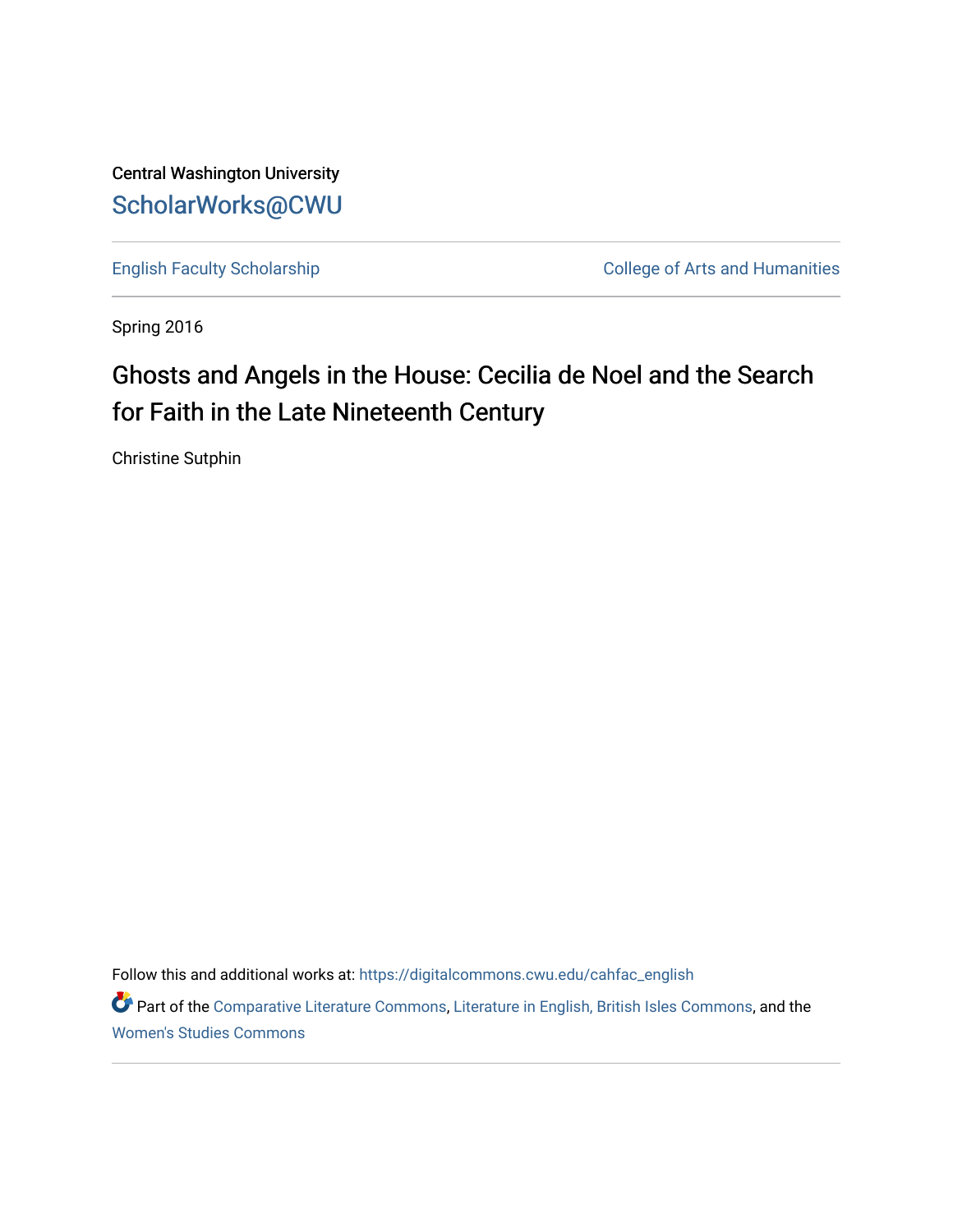Central Washington University

## ScholarWorks@CWU

English Faculty Scholarship | College of Arts and Humanities

Spring 2016

# Ghosts and Angels in the House: Cecilia de Noel and the Search for Faith in the Late Nineteenth Century

Christine Sutphin

Follow this and additional works at: https://digitalcommons.cwu.edu/cahfac_english

Part of the Comparative Literature Commons, Literature in English, British Isles Commons, and the Women's Studies Commons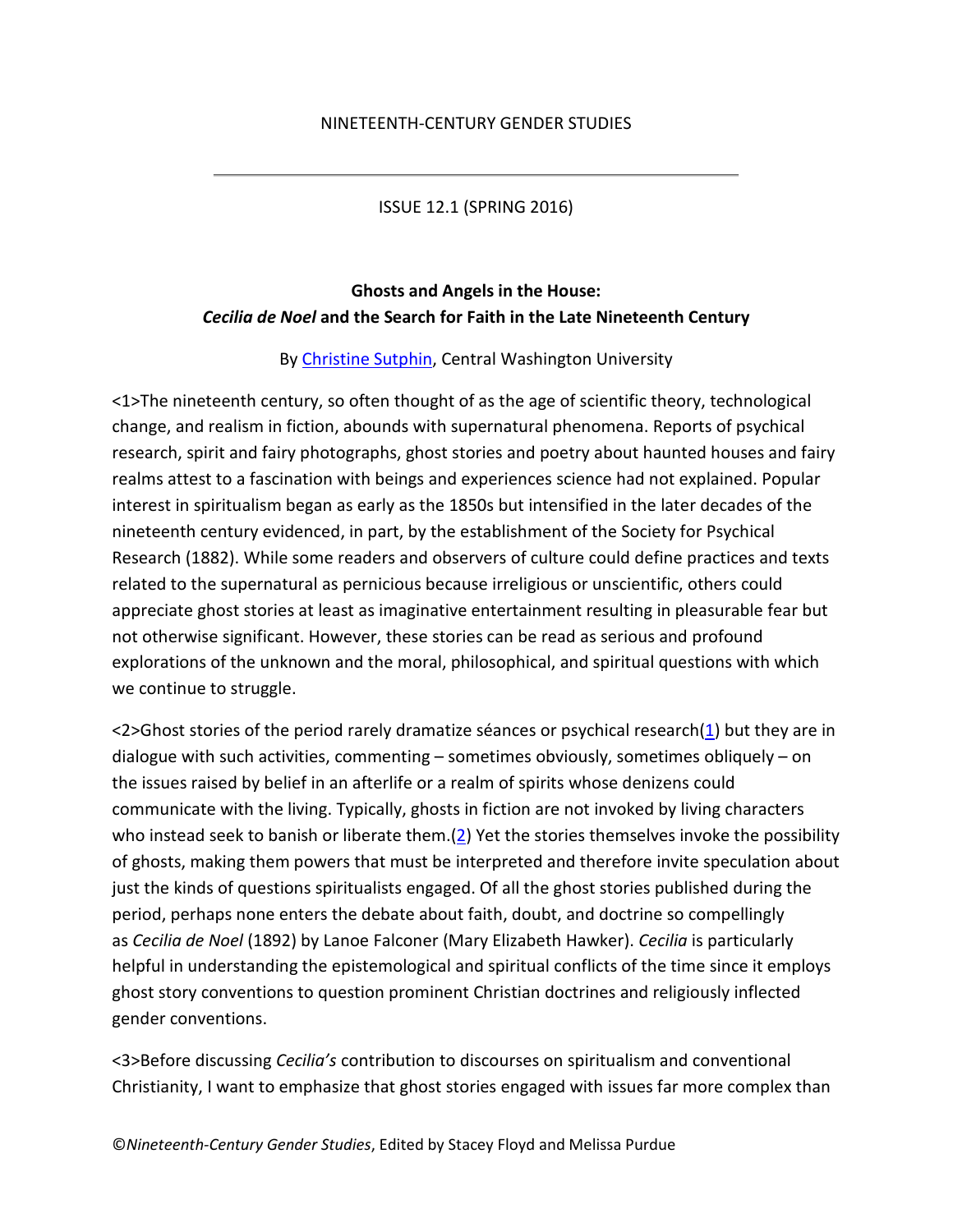NINETEENTH-CENTURY GENDER STUDIES

ISSUE 12.1 (SPRING 2016)

## Ghosts and Angels in the House: *Cecilia de Noel* and the Search for Faith in the Late Nineteenth Century

By Christine Sutphin, Central Washington University

<1>The nineteenth century, so often thought of as the age of scientific theory, technological change, and realism in fiction, abounds with supernatural phenomena. Reports of psychical research, spirit and fairy photographs, ghost stories and poetry about haunted houses and fairy realms attest to a fascination with beings and experiences science had not explained. Popular interest in spiritualism began as early as the 1850s but intensified in the later decades of the nineteenth century evidenced, in part, by the establishment of the Society for Psychical Research (1882). While some readers and observers of culture could define practices and texts related to the supernatural as pernicious because irreligious or unscientific, others could appreciate ghost stories at least as imaginative entertainment resulting in pleasurable fear but not otherwise significant. However, these stories can be read as serious and profound explorations of the unknown and the moral, philosophical, and spiritual questions with which we continue to struggle.

<2>Ghost stories of the period rarely dramatize séances or psychical research(1) but they are in dialogue with such activities, commenting – sometimes obviously, sometimes obliquely – on the issues raised by belief in an afterlife or a realm of spirits whose denizens could communicate with the living. Typically, ghosts in fiction are not invoked by living characters who instead seek to banish or liberate them.(2) Yet the stories themselves invoke the possibility of ghosts, making them powers that must be interpreted and therefore invite speculation about just the kinds of questions spiritualists engaged. Of all the ghost stories published during the period, perhaps none enters the debate about faith, doubt, and doctrine so compellingly as *Cecilia de Noel* (1892) by Lanoe Falconer (Mary Elizabeth Hawker). *Cecilia* is particularly helpful in understanding the epistemological and spiritual conflicts of the time since it employs ghost story conventions to question prominent Christian doctrines and religiously inflected gender conventions.

<3>Before discussing *Cecilia's* contribution to discourses on spiritualism and conventional Christianity, I want to emphasize that ghost stories engaged with issues far more complex than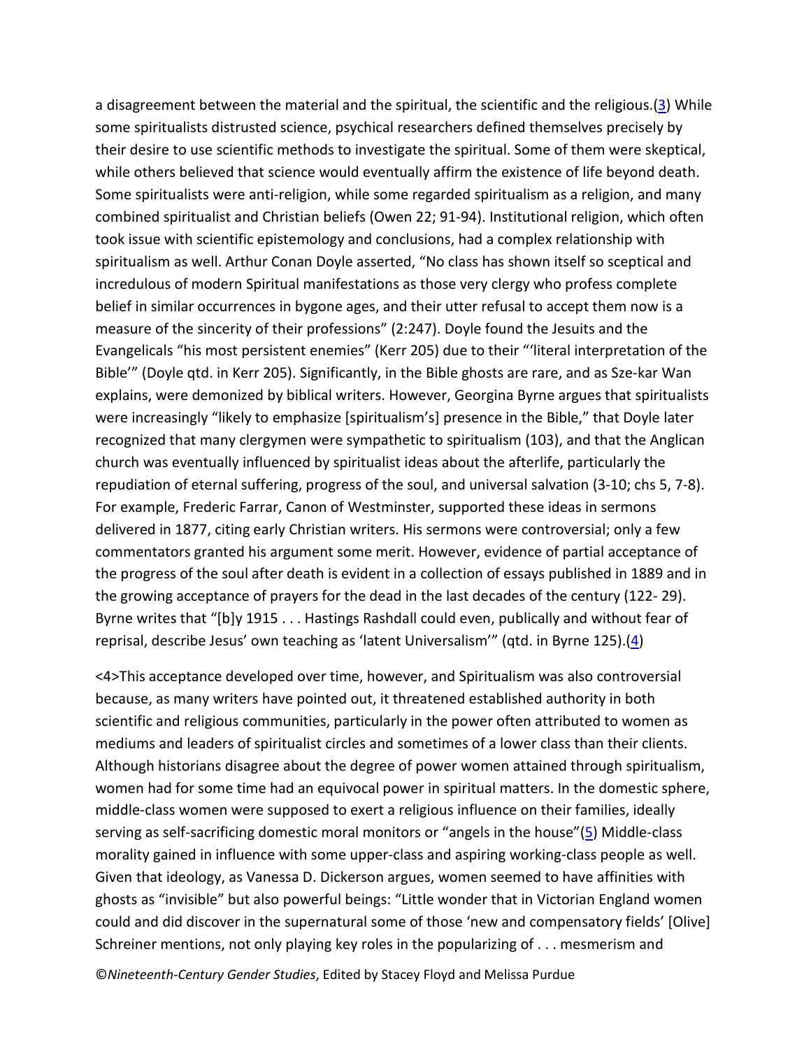a disagreement between the material and the spiritual, the scientific and the religious.([3]) While some spiritualists distrusted science, psychical researchers defined themselves precisely by their desire to use scientific methods to investigate the spiritual. Some of them were skeptical, while others believed that science would eventually affirm the existence of life beyond death. Some spiritualists were anti-religion, while some regarded spiritualism as a religion, and many combined spiritualist and Christian beliefs (Owen 22; 91-94). Institutional religion, which often took issue with scientific epistemology and conclusions, had a complex relationship with spiritualism as well. Arthur Conan Doyle asserted, "No class has shown itself so sceptical and incredulous of modern Spiritual manifestations as those very clergy who profess complete belief in similar occurrences in bygone ages, and their utter refusal to accept them now is a measure of the sincerity of their professions" (2:247). Doyle found the Jesuits and the Evangelicals "his most persistent enemies" (Kerr 205) due to their "'literal interpretation of the Bible'" (Doyle qtd. in Kerr 205). Significantly, in the Bible ghosts are rare, and as Sze-kar Wan explains, were demonized by biblical writers. However, Georgina Byrne argues that spiritualists were increasingly "likely to emphasize [spiritualism's] presence in the Bible," that Doyle later recognized that many clergymen were sympathetic to spiritualism (103), and that the Anglican church was eventually influenced by spiritualist ideas about the afterlife, particularly the repudiation of eternal suffering, progress of the soul, and universal salvation (3-10; chs 5, 7-8). For example, Frederic Farrar, Canon of Westminster, supported these ideas in sermons delivered in 1877, citing early Christian writers. His sermons were controversial; only a few commentators granted his argument some merit. However, evidence of partial acceptance of the progress of the soul after death is evident in a collection of essays published in 1889 and in the growing acceptance of prayers for the dead in the last decades of the century (122- 29). Byrne writes that "[b]y 1915 . . . Hastings Rashdall could even, publically and without fear of reprisal, describe Jesus' own teaching as 'latent Universalism'" (qtd. in Byrne 125).([4])

<4>This acceptance developed over time, however, and Spiritualism was also controversial because, as many writers have pointed out, it threatened established authority in both scientific and religious communities, particularly in the power often attributed to women as mediums and leaders of spiritualist circles and sometimes of a lower class than their clients. Although historians disagree about the degree of power women attained through spiritualism, women had for some time had an equivocal power in spiritual matters. In the domestic sphere, middle-class women were supposed to exert a religious influence on their families, ideally serving as self-sacrificing domestic moral monitors or "angels in the house"([5]) Middle-class morality gained in influence with some upper-class and aspiring working-class people as well. Given that ideology, as Vanessa D. Dickerson argues, women seemed to have affinities with ghosts as "invisible" but also powerful beings: "Little wonder that in Victorian England women could and did discover in the supernatural some of those 'new and compensatory fields' [Olive] Schreiner mentions, not only playing key roles in the popularizing of . . . mesmerism and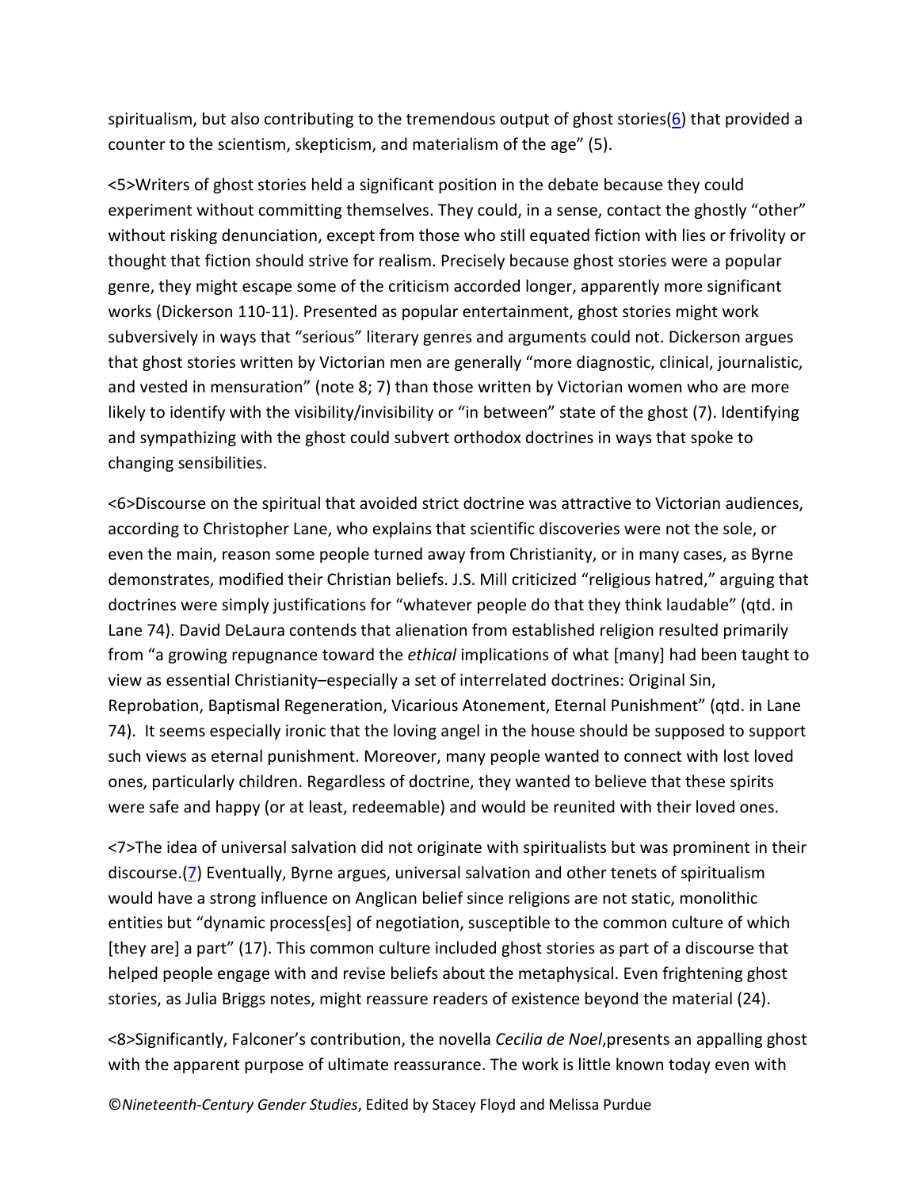spiritualism, but also contributing to the tremendous output of ghost stories(6) that provided a counter to the scientism, skepticism, and materialism of the age" (5).

<5>Writers of ghost stories held a significant position in the debate because they could experiment without committing themselves. They could, in a sense, contact the ghostly "other" without risking denunciation, except from those who still equated fiction with lies or frivolity or thought that fiction should strive for realism. Precisely because ghost stories were a popular genre, they might escape some of the criticism accorded longer, apparently more significant works (Dickerson 110-11). Presented as popular entertainment, ghost stories might work subversively in ways that "serious" literary genres and arguments could not. Dickerson argues that ghost stories written by Victorian men are generally "more diagnostic, clinical, journalistic, and vested in mensuration" (note 8; 7) than those written by Victorian women who are more likely to identify with the visibility/invisibility or "in between" state of the ghost (7). Identifying and sympathizing with the ghost could subvert orthodox doctrines in ways that spoke to changing sensibilities.

<6>Discourse on the spiritual that avoided strict doctrine was attractive to Victorian audiences, according to Christopher Lane, who explains that scientific discoveries were not the sole, or even the main, reason some people turned away from Christianity, or in many cases, as Byrne demonstrates, modified their Christian beliefs. J.S. Mill criticized "religious hatred," arguing that doctrines were simply justifications for "whatever people do that they think laudable" (qtd. in Lane 74). David DeLaura contends that alienation from established religion resulted primarily from "a growing repugnance toward the *ethical* implications of what [many] had been taught to view as essential Christianity–especially a set of interrelated doctrines: Original Sin, Reprobation, Baptismal Regeneration, Vicarious Atonement, Eternal Punishment" (qtd. in Lane 74). It seems especially ironic that the loving angel in the house should be supposed to support such views as eternal punishment. Moreover, many people wanted to connect with lost loved ones, particularly children. Regardless of doctrine, they wanted to believe that these spirits were safe and happy (or at least, redeemable) and would be reunited with their loved ones.

<7>The idea of universal salvation did not originate with spiritualists but was prominent in their discourse.(7) Eventually, Byrne argues, universal salvation and other tenets of spiritualism would have a strong influence on Anglican belief since religions are not static, monolithic entities but "dynamic process[es] of negotiation, susceptible to the common culture of which [they are] a part" (17). This common culture included ghost stories as part of a discourse that helped people engage with and revise beliefs about the metaphysical. Even frightening ghost stories, as Julia Briggs notes, might reassure readers of existence beyond the material (24).

<8>Significantly, Falconer's contribution, the novella *Cecilia de Noel*,presents an appalling ghost with the apparent purpose of ultimate reassurance. The work is little known today even with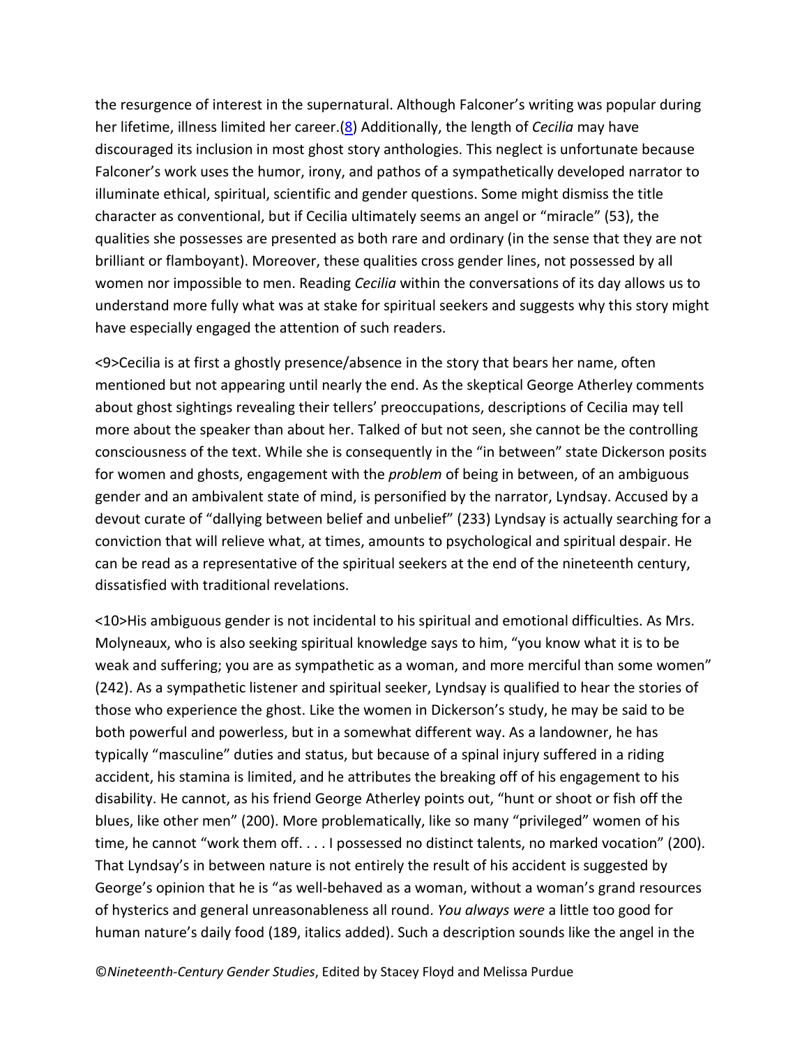the resurgence of interest in the supernatural. Although Falconer's writing was popular during her lifetime, illness limited her career.(8) Additionally, the length of *Cecilia* may have discouraged its inclusion in most ghost story anthologies. This neglect is unfortunate because Falconer's work uses the humor, irony, and pathos of a sympathetically developed narrator to illuminate ethical, spiritual, scientific and gender questions. Some might dismiss the title character as conventional, but if Cecilia ultimately seems an angel or "miracle" (53), the qualities she possesses are presented as both rare and ordinary (in the sense that they are not brilliant or flamboyant). Moreover, these qualities cross gender lines, not possessed by all women nor impossible to men. Reading *Cecilia* within the conversations of its day allows us to understand more fully what was at stake for spiritual seekers and suggests why this story might have especially engaged the attention of such readers.

<9>Cecilia is at first a ghostly presence/absence in the story that bears her name, often mentioned but not appearing until nearly the end. As the skeptical George Atherley comments about ghost sightings revealing their tellers' preoccupations, descriptions of Cecilia may tell more about the speaker than about her. Talked of but not seen, she cannot be the controlling consciousness of the text. While she is consequently in the "in between" state Dickerson posits for women and ghosts, engagement with the *problem* of being in between, of an ambiguous gender and an ambivalent state of mind, is personified by the narrator, Lyndsay. Accused by a devout curate of "dallying between belief and unbelief" (233) Lyndsay is actually searching for a conviction that will relieve what, at times, amounts to psychological and spiritual despair. He can be read as a representative of the spiritual seekers at the end of the nineteenth century, dissatisfied with traditional revelations.

<10>His ambiguous gender is not incidental to his spiritual and emotional difficulties. As Mrs. Molyneaux, who is also seeking spiritual knowledge says to him, "you know what it is to be weak and suffering; you are as sympathetic as a woman, and more merciful than some women" (242). As a sympathetic listener and spiritual seeker, Lyndsay is qualified to hear the stories of those who experience the ghost. Like the women in Dickerson's study, he may be said to be both powerful and powerless, but in a somewhat different way. As a landowner, he has typically "masculine" duties and status, but because of a spinal injury suffered in a riding accident, his stamina is limited, and he attributes the breaking off of his engagement to his disability. He cannot, as his friend George Atherley points out, "hunt or shoot or fish off the blues, like other men" (200). More problematically, like so many "privileged" women of his time, he cannot "work them off. . . . I possessed no distinct talents, no marked vocation" (200). That Lyndsay's in between nature is not entirely the result of his accident is suggested by George's opinion that he is "as well-behaved as a woman, without a woman's grand resources of hysterics and general unreasonableness all round. *You always were* a little too good for human nature's daily food (189, italics added). Such a description sounds like the angel in the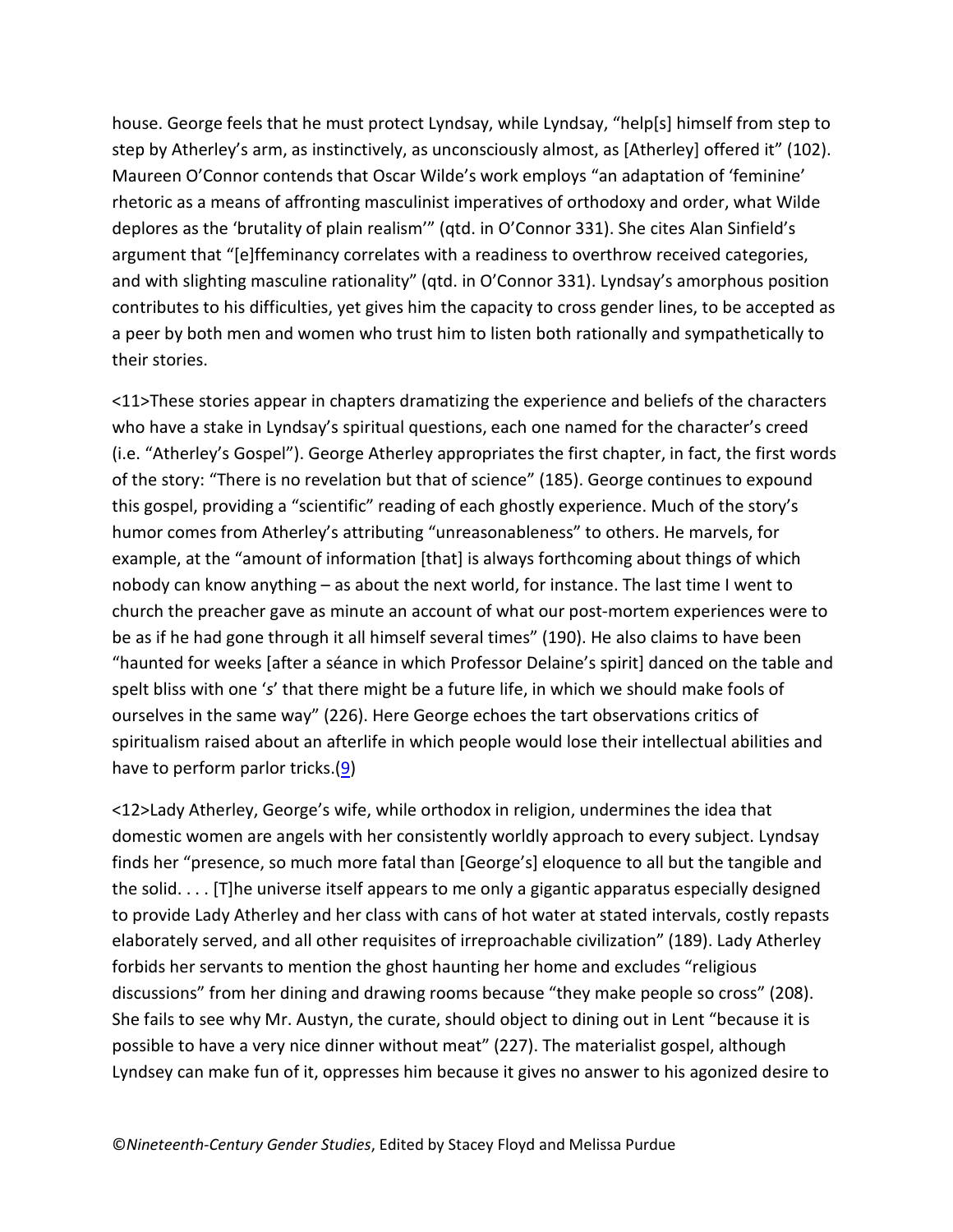house. George feels that he must protect Lyndsay, while Lyndsay, "help[s] himself from step to step by Atherley's arm, as instinctively, as unconsciously almost, as [Atherley] offered it" (102). Maureen O'Connor contends that Oscar Wilde's work employs "an adaptation of 'feminine' rhetoric as a means of affronting masculinist imperatives of orthodoxy and order, what Wilde deplores as the 'brutality of plain realism'" (qtd. in O'Connor 331). She cites Alan Sinfield's argument that "[e]ffeminancy correlates with a readiness to overthrow received categories, and with slighting masculine rationality" (qtd. in O'Connor 331). Lyndsay's amorphous position contributes to his difficulties, yet gives him the capacity to cross gender lines, to be accepted as a peer by both men and women who trust him to listen both rationally and sympathetically to their stories.

<11>These stories appear in chapters dramatizing the experience and beliefs of the characters who have a stake in Lyndsay's spiritual questions, each one named for the character's creed (i.e. "Atherley's Gospel"). George Atherley appropriates the first chapter, in fact, the first words of the story: "There is no revelation but that of science" (185). George continues to expound this gospel, providing a "scientific" reading of each ghostly experience. Much of the story's humor comes from Atherley's attributing "unreasonableness" to others. He marvels, for example, at the "amount of information [that] is always forthcoming about things of which nobody can know anything – as about the next world, for instance. The last time I went to church the preacher gave as minute an account of what our post-mortem experiences were to be as if he had gone through it all himself several times" (190). He also claims to have been "haunted for weeks [after a séance in which Professor Delaine's spirit] danced on the table and spelt bliss with one 's' that there might be a future life, in which we should make fools of ourselves in the same way" (226). Here George echoes the tart observations critics of spiritualism raised about an afterlife in which people would lose their intellectual abilities and have to perform parlor tricks.(9)

<12>Lady Atherley, George's wife, while orthodox in religion, undermines the idea that domestic women are angels with her consistently worldly approach to every subject. Lyndsay finds her "presence, so much more fatal than [George's] eloquence to all but the tangible and the solid. . . . [T]he universe itself appears to me only a gigantic apparatus especially designed to provide Lady Atherley and her class with cans of hot water at stated intervals, costly repasts elaborately served, and all other requisites of irreproachable civilization" (189). Lady Atherley forbids her servants to mention the ghost haunting her home and excludes "religious discussions" from her dining and drawing rooms because "they make people so cross" (208). She fails to see why Mr. Austyn, the curate, should object to dining out in Lent "because it is possible to have a very nice dinner without meat" (227). The materialist gospel, although Lyndsey can make fun of it, oppresses him because it gives no answer to his agonized desire to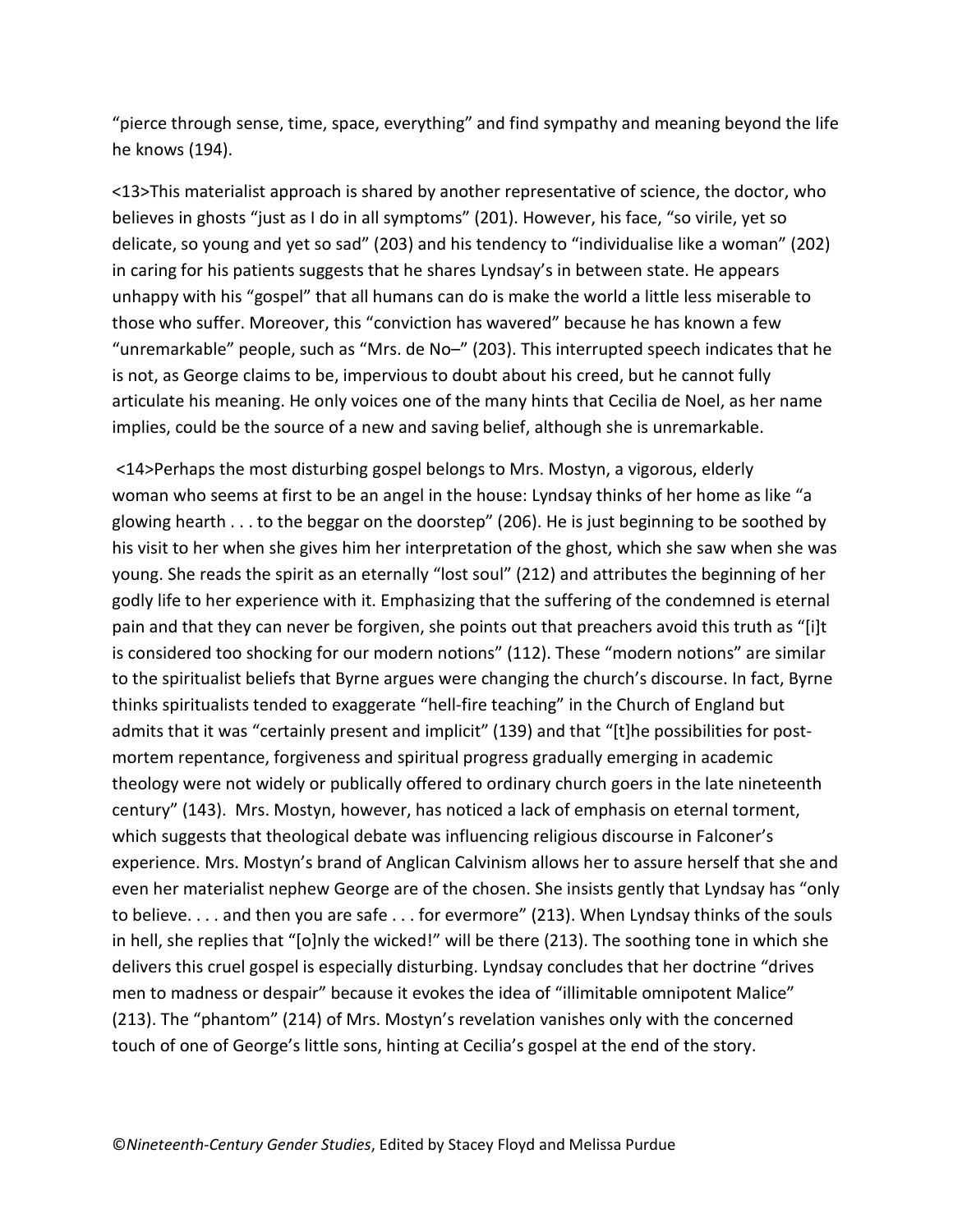"pierce through sense, time, space, everything" and find sympathy and meaning beyond the life he knows (194).

<13>This materialist approach is shared by another representative of science, the doctor, who believes in ghosts "just as I do in all symptoms" (201). However, his face, "so virile, yet so delicate, so young and yet so sad" (203) and his tendency to "individualise like a woman" (202) in caring for his patients suggests that he shares Lyndsay's in between state. He appears unhappy with his "gospel" that all humans can do is make the world a little less miserable to those who suffer. Moreover, this "conviction has wavered" because he has known a few "unremarkable" people, such as "Mrs. de No–" (203). This interrupted speech indicates that he is not, as George claims to be, impervious to doubt about his creed, but he cannot fully articulate his meaning. He only voices one of the many hints that Cecilia de Noel, as her name implies, could be the source of a new and saving belief, although she is unremarkable.

<14>Perhaps the most disturbing gospel belongs to Mrs. Mostyn, a vigorous, elderly woman who seems at first to be an angel in the house: Lyndsay thinks of her home as like "a glowing hearth . . . to the beggar on the doorstep" (206). He is just beginning to be soothed by his visit to her when she gives him her interpretation of the ghost, which she saw when she was young. She reads the spirit as an eternally "lost soul" (212) and attributes the beginning of her godly life to her experience with it. Emphasizing that the suffering of the condemned is eternal pain and that they can never be forgiven, she points out that preachers avoid this truth as "[i]t is considered too shocking for our modern notions" (112). These "modern notions" are similar to the spiritualist beliefs that Byrne argues were changing the church's discourse. In fact, Byrne thinks spiritualists tended to exaggerate "hell-fire teaching" in the Church of England but admits that it was "certainly present and implicit" (139) and that "[t]he possibilities for post-mortem repentance, forgiveness and spiritual progress gradually emerging in academic theology were not widely or publically offered to ordinary church goers in the late nineteenth century" (143). Mrs. Mostyn, however, has noticed a lack of emphasis on eternal torment, which suggests that theological debate was influencing religious discourse in Falconer's experience. Mrs. Mostyn's brand of Anglican Calvinism allows her to assure herself that she and even her materialist nephew George are of the chosen. She insists gently that Lyndsay has "only to believe. . . . and then you are safe . . . for evermore" (213). When Lyndsay thinks of the souls in hell, she replies that "[o]nly the wicked!" will be there (213). The soothing tone in which she delivers this cruel gospel is especially disturbing. Lyndsay concludes that her doctrine "drives men to madness or despair" because it evokes the idea of "illimitable omnipotent Malice" (213). The "phantom" (214) of Mrs. Mostyn's revelation vanishes only with the concerned touch of one of George's little sons, hinting at Cecilia's gospel at the end of the story.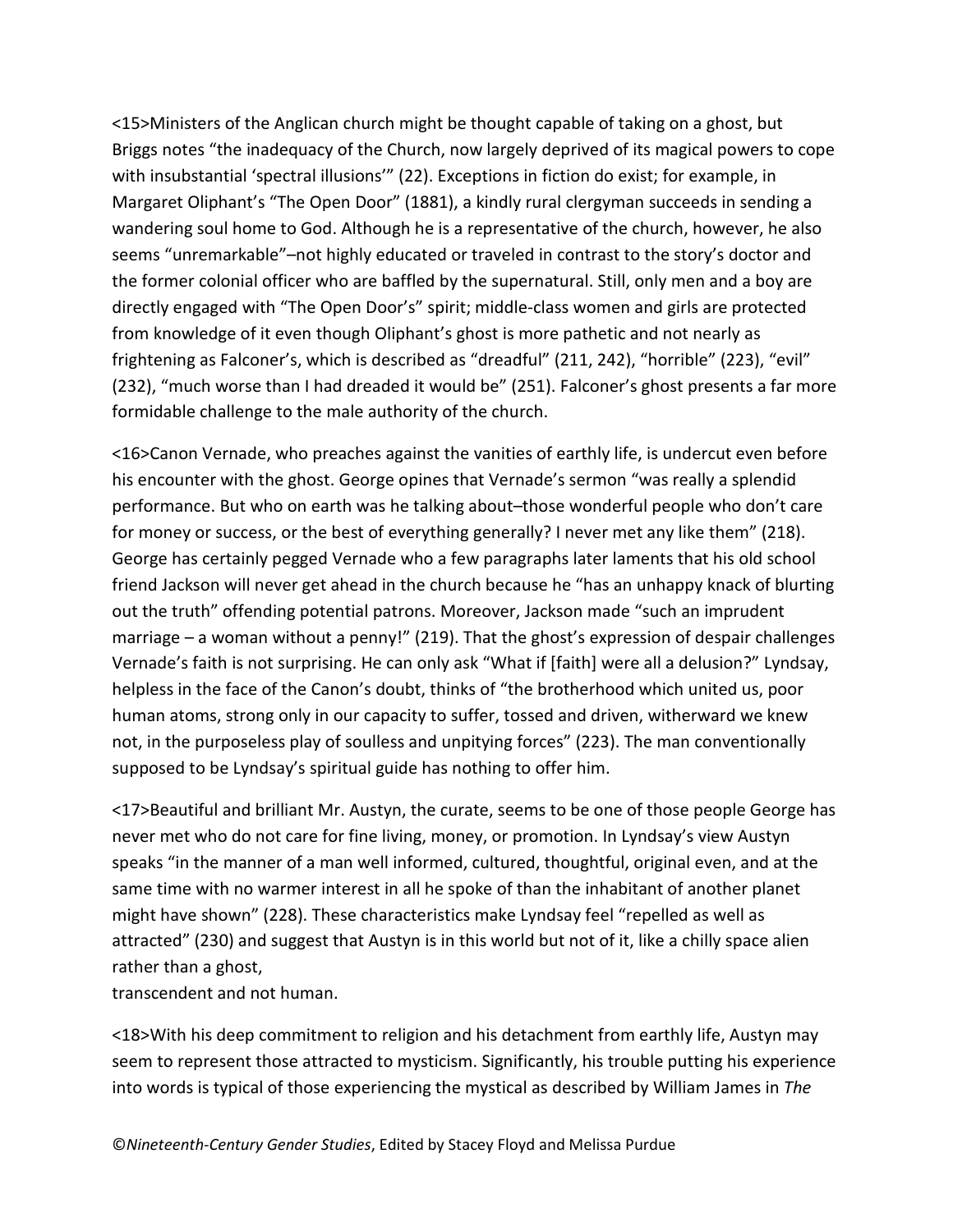<15>Ministers of the Anglican church might be thought capable of taking on a ghost, but Briggs notes "the inadequacy of the Church, now largely deprived of its magical powers to cope with insubstantial 'spectral illusions'" (22). Exceptions in fiction do exist; for example, in Margaret Oliphant's "The Open Door" (1881), a kindly rural clergyman succeeds in sending a wandering soul home to God. Although he is a representative of the church, however, he also seems "unremarkable"–not highly educated or traveled in contrast to the story's doctor and the former colonial officer who are baffled by the supernatural. Still, only men and a boy are directly engaged with "The Open Door's" spirit; middle-class women and girls are protected from knowledge of it even though Oliphant's ghost is more pathetic and not nearly as frightening as Falconer's, which is described as "dreadful" (211, 242), "horrible" (223), "evil" (232), "much worse than I had dreaded it would be" (251). Falconer's ghost presents a far more formidable challenge to the male authority of the church.

<16>Canon Vernade, who preaches against the vanities of earthly life, is undercut even before his encounter with the ghost. George opines that Vernade's sermon "was really a splendid performance. But who on earth was he talking about–those wonderful people who don't care for money or success, or the best of everything generally? I never met any like them" (218). George has certainly pegged Vernade who a few paragraphs later laments that his old school friend Jackson will never get ahead in the church because he "has an unhappy knack of blurting out the truth" offending potential patrons. Moreover, Jackson made "such an imprudent marriage – a woman without a penny!" (219). That the ghost's expression of despair challenges Vernade's faith is not surprising. He can only ask "What if [faith] were all a delusion?" Lyndsay, helpless in the face of the Canon's doubt, thinks of "the brotherhood which united us, poor human atoms, strong only in our capacity to suffer, tossed and driven, witherward we knew not, in the purposeless play of soulless and unpitying forces" (223). The man conventionally supposed to be Lyndsay's spiritual guide has nothing to offer him.

<17>Beautiful and brilliant Mr. Austyn, the curate, seems to be one of those people George has never met who do not care for fine living, money, or promotion. In Lyndsay's view Austyn speaks "in the manner of a man well informed, cultured, thoughtful, original even, and at the same time with no warmer interest in all he spoke of than the inhabitant of another planet might have shown" (228). These characteristics make Lyndsay feel "repelled as well as attracted" (230) and suggest that Austyn is in this world but not of it, like a chilly space alien rather than a ghost,
transcendent and not human.

<18>With his deep commitment to religion and his detachment from earthly life, Austyn may seem to represent those attracted to mysticism. Significantly, his trouble putting his experience into words is typical of those experiencing the mystical as described by William James in *The*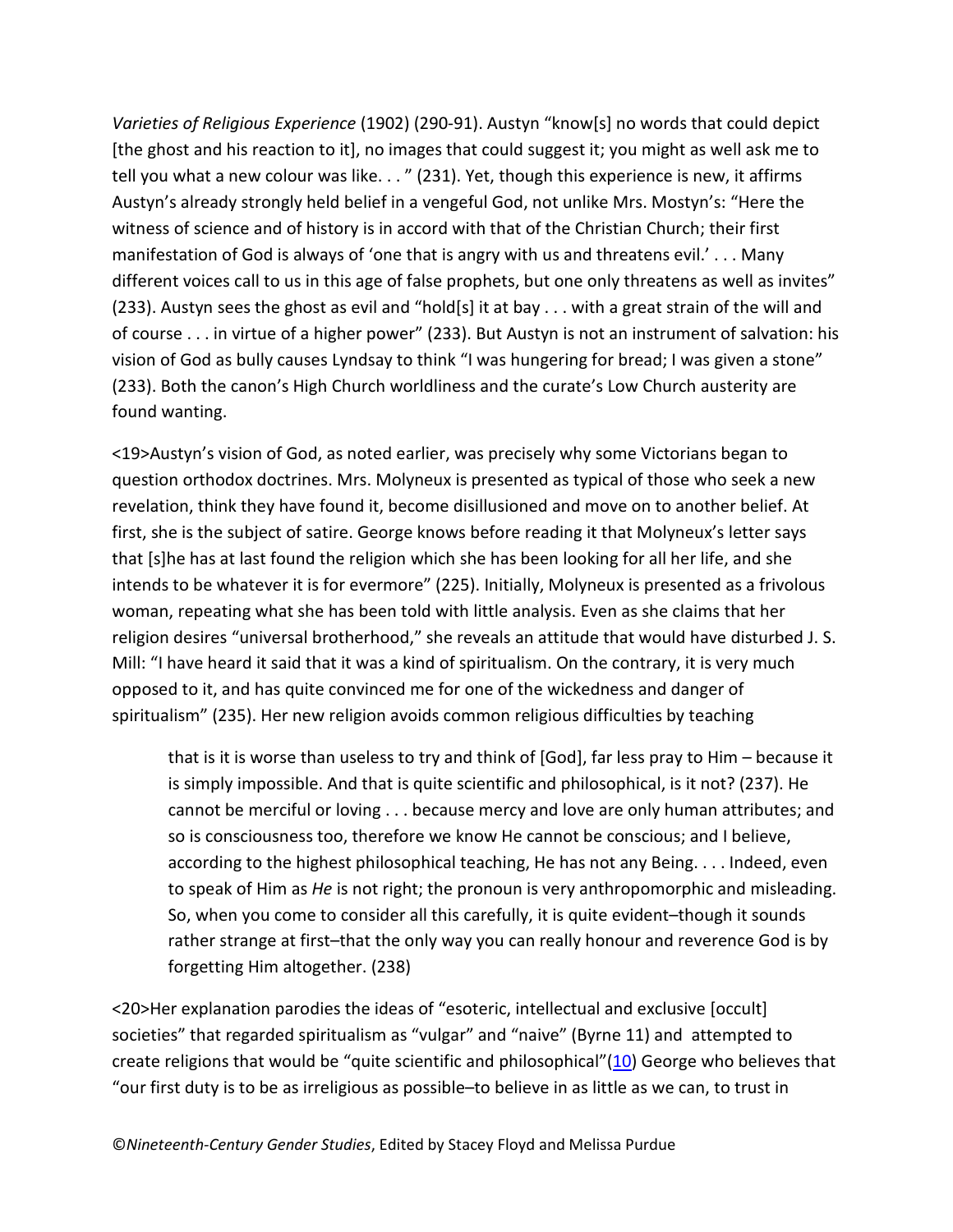*Varieties of Religious Experience* (1902) (290-91). Austyn "know[s] no words that could depict [the ghost and his reaction to it], no images that could suggest it; you might as well ask me to tell you what a new colour was like. . . " (231). Yet, though this experience is new, it affirms Austyn's already strongly held belief in a vengeful God, not unlike Mrs. Mostyn's: "Here the witness of science and of history is in accord with that of the Christian Church; their first manifestation of God is always of 'one that is angry with us and threatens evil.' . . . Many different voices call to us in this age of false prophets, but one only threatens as well as invites" (233). Austyn sees the ghost as evil and "hold[s] it at bay . . . with a great strain of the will and of course . . . in virtue of a higher power" (233). But Austyn is not an instrument of salvation: his vision of God as bully causes Lyndsay to think "I was hungering for bread; I was given a stone" (233). Both the canon's High Church worldliness and the curate's Low Church austerity are found wanting.

<19>Austyn's vision of God, as noted earlier, was precisely why some Victorians began to question orthodox doctrines. Mrs. Molyneux is presented as typical of those who seek a new revelation, think they have found it, become disillusioned and move on to another belief. At first, she is the subject of satire. George knows before reading it that Molyneux's letter says that [s]he has at last found the religion which she has been looking for all her life, and she intends to be whatever it is for evermore" (225). Initially, Molyneux is presented as a frivolous woman, repeating what she has been told with little analysis. Even as she claims that her religion desires "universal brotherhood," she reveals an attitude that would have disturbed J. S. Mill: "I have heard it said that it was a kind of spiritualism. On the contrary, it is very much opposed to it, and has quite convinced me for one of the wickedness and danger of spiritualism" (235). Her new religion avoids common religious difficulties by teaching

> that is it is worse than useless to try and think of [God], far less pray to Him – because it is simply impossible. And that is quite scientific and philosophical, is it not? (237). He cannot be merciful or loving . . . because mercy and love are only human attributes; and so is consciousness too, therefore we know He cannot be conscious; and I believe, according to the highest philosophical teaching, He has not any Being. . . . Indeed, even to speak of Him as *He* is not right; the pronoun is very anthropomorphic and misleading. So, when you come to consider all this carefully, it is quite evident–though it sounds rather strange at first–that the only way you can really honour and reverence God is by forgetting Him altogether. (238)

<20>Her explanation parodies the ideas of "esoteric, intellectual and exclusive [occult] societies" that regarded spiritualism as "vulgar" and "naive" (Byrne 11) and attempted to create religions that would be "quite scientific and philosophical"(10) George who believes that "our first duty is to be as irreligious as possible–to believe in as little as we can, to trust in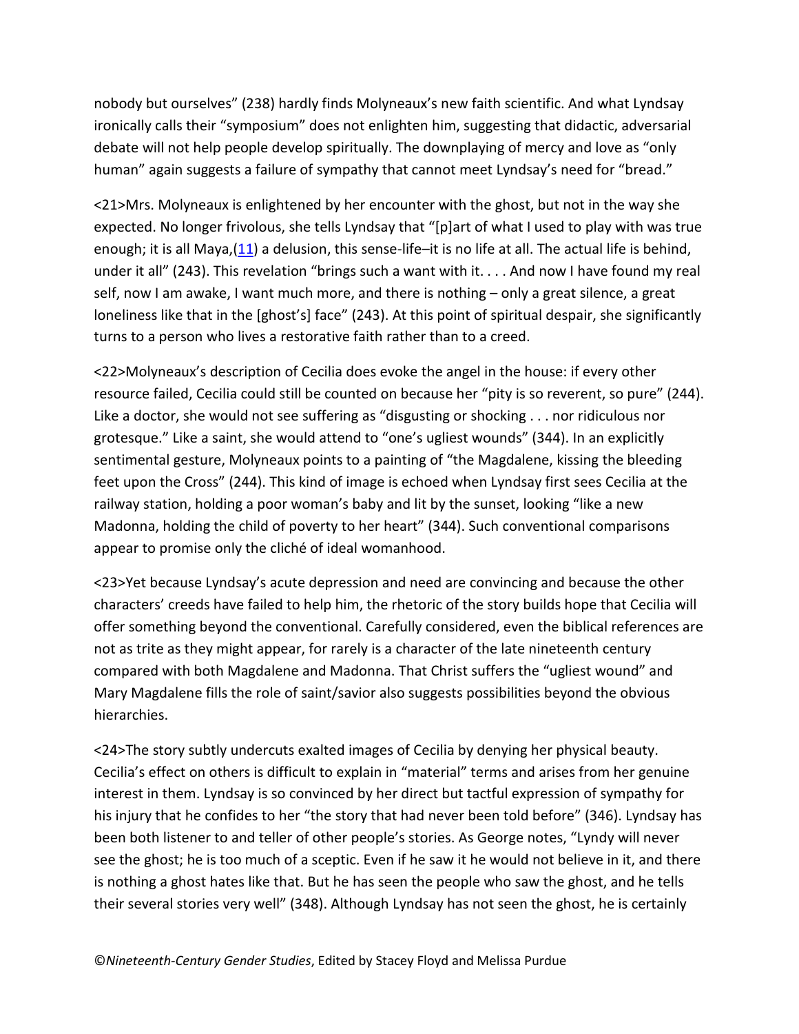nobody but ourselves" (238) hardly finds Molyneaux's new faith scientific. And what Lyndsay ironically calls their "symposium" does not enlighten him, suggesting that didactic, adversarial debate will not help people develop spiritually. The downplaying of mercy and love as "only human" again suggests a failure of sympathy that cannot meet Lyndsay's need for "bread."

<21>Mrs. Molyneaux is enlightened by her encounter with the ghost, but not in the way she expected. No longer frivolous, she tells Lyndsay that "[p]art of what I used to play with was true enough; it is all Maya,(11) a delusion, this sense-life–it is no life at all. The actual life is behind, under it all" (243). This revelation "brings such a want with it. . . . And now I have found my real self, now I am awake, I want much more, and there is nothing – only a great silence, a great loneliness like that in the [ghost's] face" (243). At this point of spiritual despair, she significantly turns to a person who lives a restorative faith rather than to a creed.

<22>Molyneaux's description of Cecilia does evoke the angel in the house: if every other resource failed, Cecilia could still be counted on because her "pity is so reverent, so pure" (244). Like a doctor, she would not see suffering as "disgusting or shocking . . . nor ridiculous nor grotesque." Like a saint, she would attend to "one's ugliest wounds" (344). In an explicitly sentimental gesture, Molyneaux points to a painting of "the Magdalene, kissing the bleeding feet upon the Cross" (244). This kind of image is echoed when Lyndsay first sees Cecilia at the railway station, holding a poor woman's baby and lit by the sunset, looking "like a new Madonna, holding the child of poverty to her heart" (344). Such conventional comparisons appear to promise only the cliché of ideal womanhood.

<23>Yet because Lyndsay's acute depression and need are convincing and because the other characters' creeds have failed to help him, the rhetoric of the story builds hope that Cecilia will offer something beyond the conventional. Carefully considered, even the biblical references are not as trite as they might appear, for rarely is a character of the late nineteenth century compared with both Magdalene and Madonna. That Christ suffers the "ugliest wound" and Mary Magdalene fills the role of saint/savior also suggests possibilities beyond the obvious hierarchies.

<24>The story subtly undercuts exalted images of Cecilia by denying her physical beauty. Cecilia's effect on others is difficult to explain in "material" terms and arises from her genuine interest in them. Lyndsay is so convinced by her direct but tactful expression of sympathy for his injury that he confides to her "the story that had never been told before" (346). Lyndsay has been both listener to and teller of other people's stories. As George notes, "Lyndy will never see the ghost; he is too much of a sceptic. Even if he saw it he would not believe in it, and there is nothing a ghost hates like that. But he has seen the people who saw the ghost, and he tells their several stories very well" (348). Although Lyndsay has not seen the ghost, he is certainly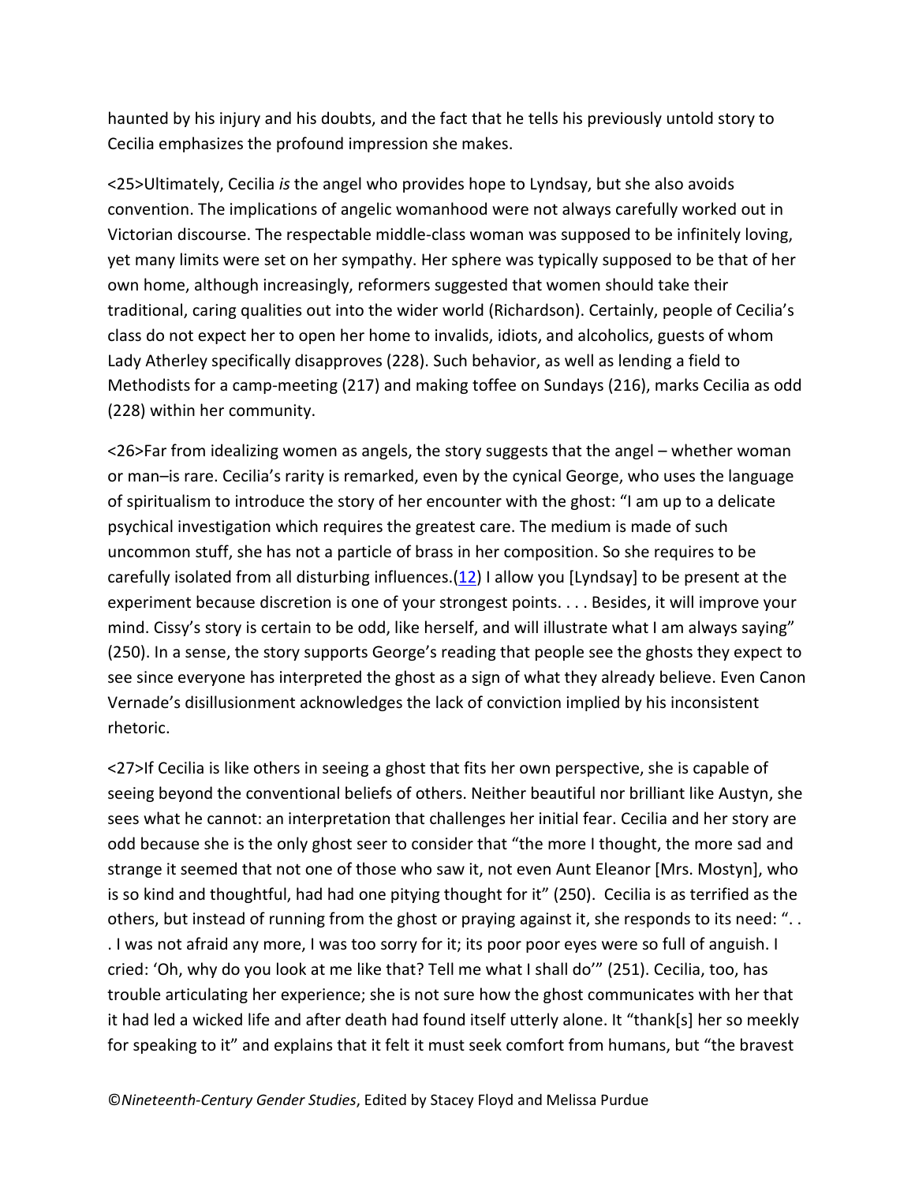haunted by his injury and his doubts, and the fact that he tells his previously untold story to Cecilia emphasizes the profound impression she makes.

<25>Ultimately, Cecilia *is* the angel who provides hope to Lyndsay, but she also avoids convention. The implications of angelic womanhood were not always carefully worked out in Victorian discourse. The respectable middle-class woman was supposed to be infinitely loving, yet many limits were set on her sympathy. Her sphere was typically supposed to be that of her own home, although increasingly, reformers suggested that women should take their traditional, caring qualities out into the wider world (Richardson). Certainly, people of Cecilia's class do not expect her to open her home to invalids, idiots, and alcoholics, guests of whom Lady Atherley specifically disapproves (228). Such behavior, as well as lending a field to Methodists for a camp-meeting (217) and making toffee on Sundays (216), marks Cecilia as odd (228) within her community.

<26>Far from idealizing women as angels, the story suggests that the angel – whether woman or man–is rare. Cecilia's rarity is remarked, even by the cynical George, who uses the language of spiritualism to introduce the story of her encounter with the ghost: "I am up to a delicate psychical investigation which requires the greatest care. The medium is made of such uncommon stuff, she has not a particle of brass in her composition. So she requires to be carefully isolated from all disturbing influences.(12) I allow you [Lyndsay] to be present at the experiment because discretion is one of your strongest points. . . . Besides, it will improve your mind. Cissy's story is certain to be odd, like herself, and will illustrate what I am always saying" (250). In a sense, the story supports George's reading that people see the ghosts they expect to see since everyone has interpreted the ghost as a sign of what they already believe. Even Canon Vernade's disillusionment acknowledges the lack of conviction implied by his inconsistent rhetoric.

<27>If Cecilia is like others in seeing a ghost that fits her own perspective, she is capable of seeing beyond the conventional beliefs of others. Neither beautiful nor brilliant like Austyn, she sees what he cannot: an interpretation that challenges her initial fear. Cecilia and her story are odd because she is the only ghost seer to consider that "the more I thought, the more sad and strange it seemed that not one of those who saw it, not even Aunt Eleanor [Mrs. Mostyn], who is so kind and thoughtful, had had one pitying thought for it" (250). Cecilia is as terrified as the others, but instead of running from the ghost or praying against it, she responds to its need: ". . . I was not afraid any more, I was too sorry for it; its poor poor eyes were so full of anguish. I cried: 'Oh, why do you look at me like that? Tell me what I shall do'" (251). Cecilia, too, has trouble articulating her experience; she is not sure how the ghost communicates with her that it had led a wicked life and after death had found itself utterly alone. It "thank[s] her so meekly for speaking to it" and explains that it felt it must seek comfort from humans, but "the bravest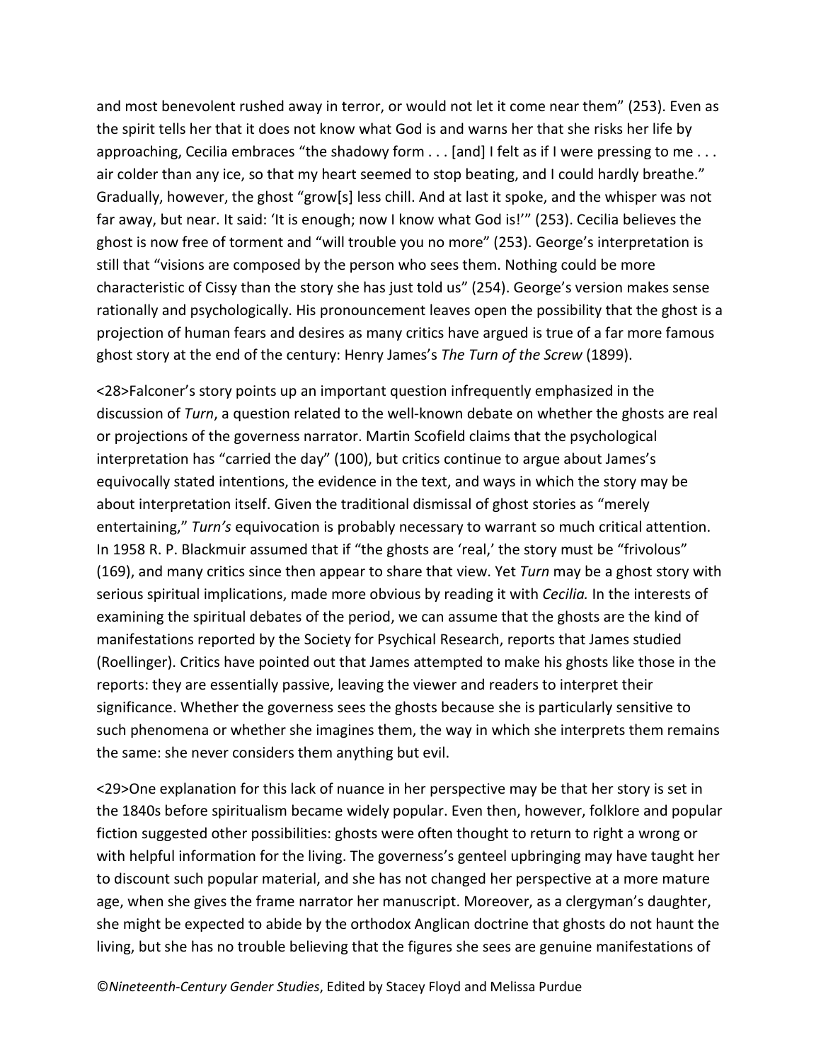and most benevolent rushed away in terror, or would not let it come near them" (253). Even as the spirit tells her that it does not know what God is and warns her that she risks her life by approaching, Cecilia embraces "the shadowy form . . . [and] I felt as if I were pressing to me . . . air colder than any ice, so that my heart seemed to stop beating, and I could hardly breathe." Gradually, however, the ghost "grow[s] less chill. And at last it spoke, and the whisper was not far away, but near. It said: 'It is enough; now I know what God is!'" (253). Cecilia believes the ghost is now free of torment and "will trouble you no more" (253). George's interpretation is still that "visions are composed by the person who sees them. Nothing could be more characteristic of Cissy than the story she has just told us" (254). George's version makes sense rationally and psychologically. His pronouncement leaves open the possibility that the ghost is a projection of human fears and desires as many critics have argued is true of a far more famous ghost story at the end of the century: Henry James's *The Turn of the Screw* (1899).

<28>Falconer's story points up an important question infrequently emphasized in the discussion of *Turn*, a question related to the well-known debate on whether the ghosts are real or projections of the governess narrator. Martin Scofield claims that the psychological interpretation has "carried the day" (100), but critics continue to argue about James's equivocally stated intentions, the evidence in the text, and ways in which the story may be about interpretation itself. Given the traditional dismissal of ghost stories as "merely entertaining," *Turn's* equivocation is probably necessary to warrant so much critical attention. In 1958 R. P. Blackmuir assumed that if "the ghosts are 'real,' the story must be "frivolous" (169), and many critics since then appear to share that view. Yet *Turn* may be a ghost story with serious spiritual implications, made more obvious by reading it with *Cecilia.* In the interests of examining the spiritual debates of the period, we can assume that the ghosts are the kind of manifestations reported by the Society for Psychical Research, reports that James studied (Roellinger). Critics have pointed out that James attempted to make his ghosts like those in the reports: they are essentially passive, leaving the viewer and readers to interpret their significance. Whether the governess sees the ghosts because she is particularly sensitive to such phenomena or whether she imagines them, the way in which she interprets them remains the same: she never considers them anything but evil.

<29>One explanation for this lack of nuance in her perspective may be that her story is set in the 1840s before spiritualism became widely popular. Even then, however, folklore and popular fiction suggested other possibilities: ghosts were often thought to return to right a wrong or with helpful information for the living. The governess's genteel upbringing may have taught her to discount such popular material, and she has not changed her perspective at a more mature age, when she gives the frame narrator her manuscript. Moreover, as a clergyman's daughter, she might be expected to abide by the orthodox Anglican doctrine that ghosts do not haunt the living, but she has no trouble believing that the figures she sees are genuine manifestations of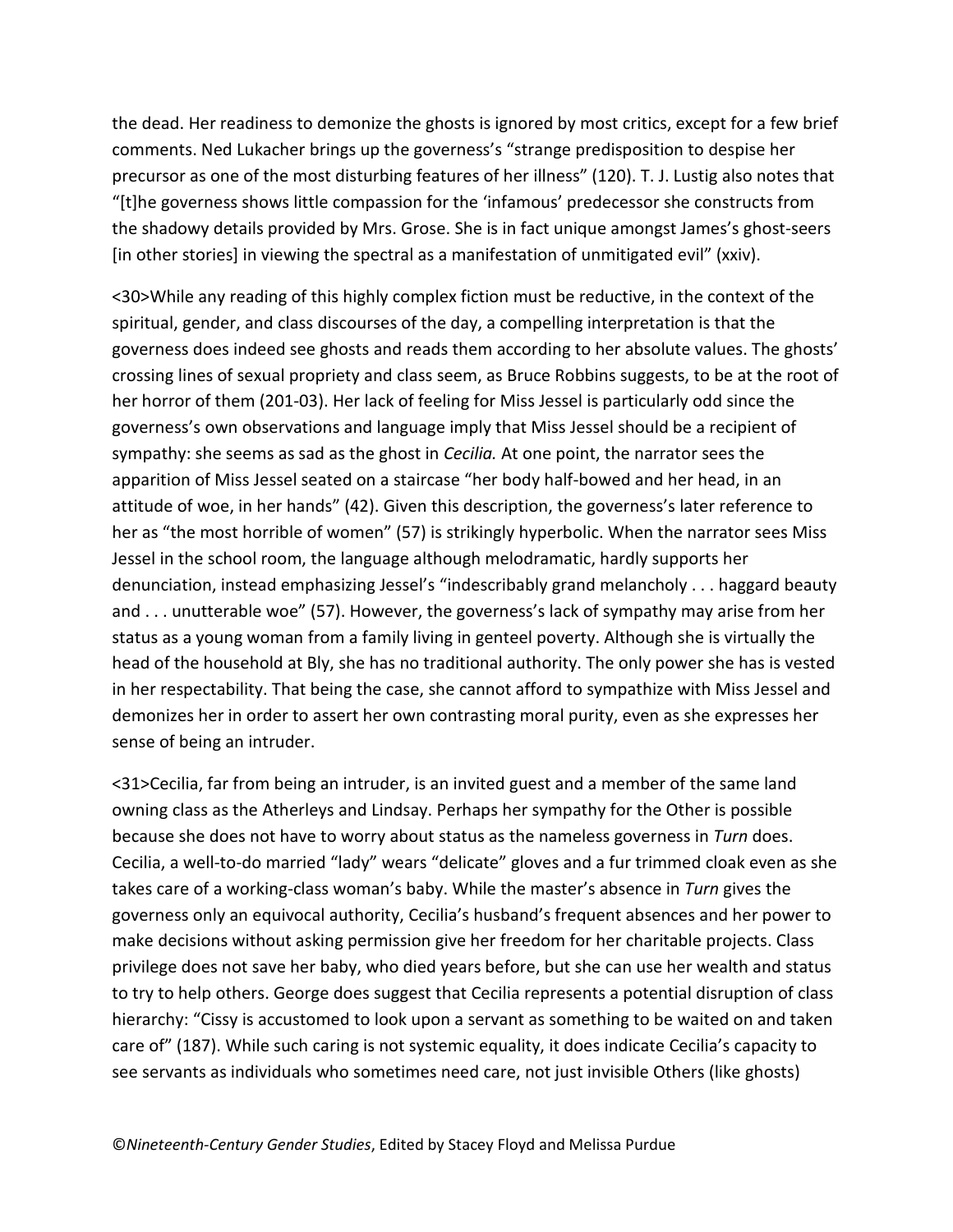the dead. Her readiness to demonize the ghosts is ignored by most critics, except for a few brief comments. Ned Lukacher brings up the governess's "strange predisposition to despise her precursor as one of the most disturbing features of her illness" (120). T. J. Lustig also notes that "[t]he governess shows little compassion for the 'infamous' predecessor she constructs from the shadowy details provided by Mrs. Grose. She is in fact unique amongst James's ghost-seers [in other stories] in viewing the spectral as a manifestation of unmitigated evil" (xxiv).

<30>While any reading of this highly complex fiction must be reductive, in the context of the spiritual, gender, and class discourses of the day, a compelling interpretation is that the governess does indeed see ghosts and reads them according to her absolute values. The ghosts' crossing lines of sexual propriety and class seem, as Bruce Robbins suggests, to be at the root of her horror of them (201-03). Her lack of feeling for Miss Jessel is particularly odd since the governess's own observations and language imply that Miss Jessel should be a recipient of sympathy: she seems as sad as the ghost in *Cecilia.* At one point, the narrator sees the apparition of Miss Jessel seated on a staircase "her body half-bowed and her head, in an attitude of woe, in her hands" (42). Given this description, the governess's later reference to her as "the most horrible of women" (57) is strikingly hyperbolic. When the narrator sees Miss Jessel in the school room, the language although melodramatic, hardly supports her denunciation, instead emphasizing Jessel's "indescribably grand melancholy . . . haggard beauty and . . . unutterable woe" (57). However, the governess's lack of sympathy may arise from her status as a young woman from a family living in genteel poverty. Although she is virtually the head of the household at Bly, she has no traditional authority. The only power she has is vested in her respectability. That being the case, she cannot afford to sympathize with Miss Jessel and demonizes her in order to assert her own contrasting moral purity, even as she expresses her sense of being an intruder.

<31>Cecilia, far from being an intruder, is an invited guest and a member of the same land owning class as the Atherleys and Lindsay. Perhaps her sympathy for the Other is possible because she does not have to worry about status as the nameless governess in *Turn* does. Cecilia, a well-to-do married "lady" wears "delicate" gloves and a fur trimmed cloak even as she takes care of a working-class woman's baby. While the master's absence in *Turn* gives the governess only an equivocal authority, Cecilia's husband's frequent absences and her power to make decisions without asking permission give her freedom for her charitable projects. Class privilege does not save her baby, who died years before, but she can use her wealth and status to try to help others. George does suggest that Cecilia represents a potential disruption of class hierarchy: "Cissy is accustomed to look upon a servant as something to be waited on and taken care of" (187). While such caring is not systemic equality, it does indicate Cecilia's capacity to see servants as individuals who sometimes need care, not just invisible Others (like ghosts)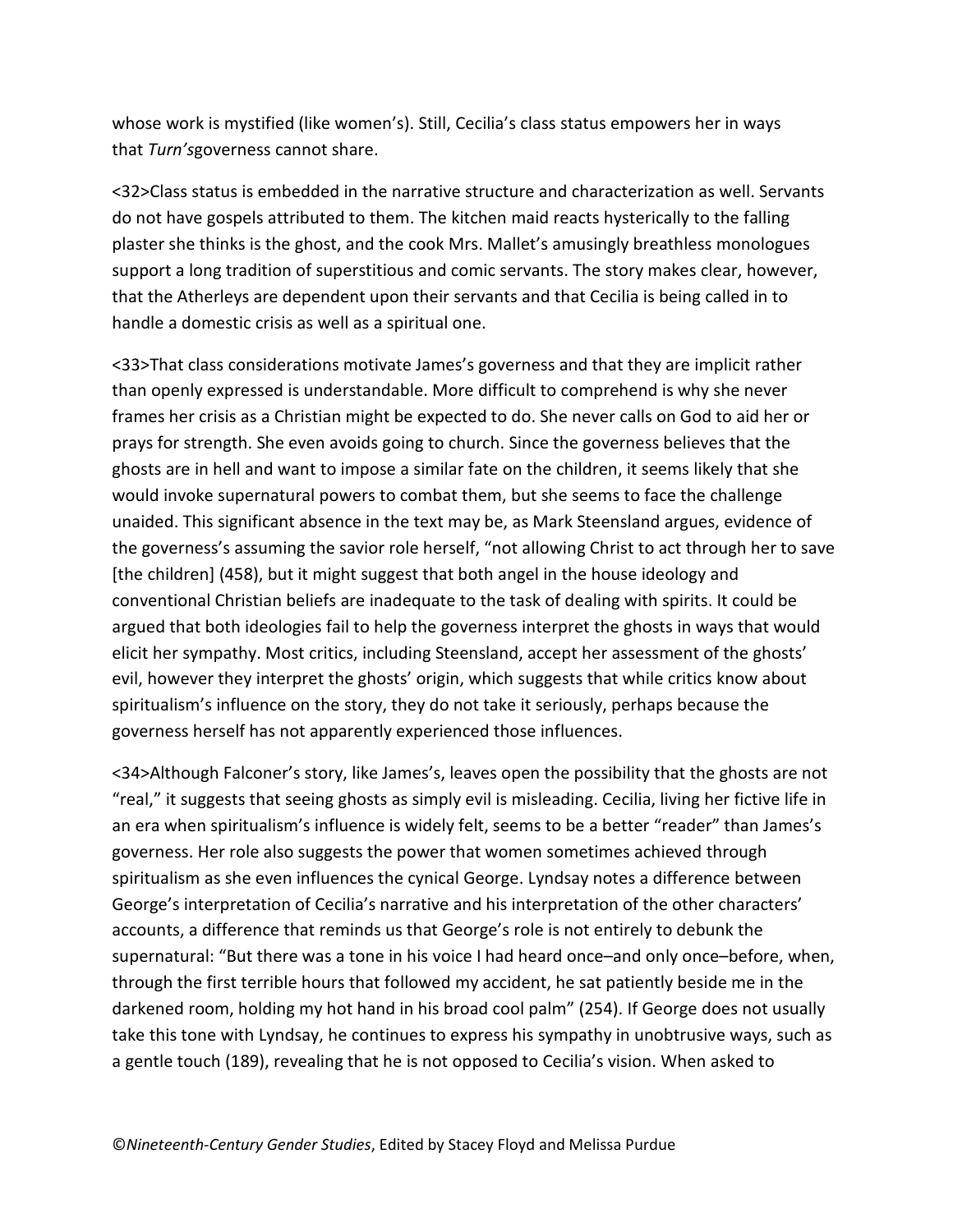whose work is mystified (like women's). Still, Cecilia's class status empowers her in ways that *Turn's*governess cannot share.

<32>Class status is embedded in the narrative structure and characterization as well. Servants do not have gospels attributed to them. The kitchen maid reacts hysterically to the falling plaster she thinks is the ghost, and the cook Mrs. Mallet's amusingly breathless monologues support a long tradition of superstitious and comic servants. The story makes clear, however, that the Atherleys are dependent upon their servants and that Cecilia is being called in to handle a domestic crisis as well as a spiritual one.

<33>That class considerations motivate James's governess and that they are implicit rather than openly expressed is understandable. More difficult to comprehend is why she never frames her crisis as a Christian might be expected to do. She never calls on God to aid her or prays for strength. She even avoids going to church. Since the governess believes that the ghosts are in hell and want to impose a similar fate on the children, it seems likely that she would invoke supernatural powers to combat them, but she seems to face the challenge unaided. This significant absence in the text may be, as Mark Steensland argues, evidence of the governess's assuming the savior role herself, "not allowing Christ to act through her to save [the children] (458), but it might suggest that both angel in the house ideology and conventional Christian beliefs are inadequate to the task of dealing with spirits. It could be argued that both ideologies fail to help the governess interpret the ghosts in ways that would elicit her sympathy. Most critics, including Steensland, accept her assessment of the ghosts' evil, however they interpret the ghosts' origin, which suggests that while critics know about spiritualism's influence on the story, they do not take it seriously, perhaps because the governess herself has not apparently experienced those influences.

<34>Although Falconer's story, like James's, leaves open the possibility that the ghosts are not "real," it suggests that seeing ghosts as simply evil is misleading. Cecilia, living her fictive life in an era when spiritualism's influence is widely felt, seems to be a better "reader" than James's governess. Her role also suggests the power that women sometimes achieved through spiritualism as she even influences the cynical George. Lyndsay notes a difference between George's interpretation of Cecilia's narrative and his interpretation of the other characters' accounts, a difference that reminds us that George's role is not entirely to debunk the supernatural: "But there was a tone in his voice I had heard once–and only once–before, when, through the first terrible hours that followed my accident, he sat patiently beside me in the darkened room, holding my hot hand in his broad cool palm" (254). If George does not usually take this tone with Lyndsay, he continues to express his sympathy in unobtrusive ways, such as a gentle touch (189), revealing that he is not opposed to Cecilia's vision. When asked to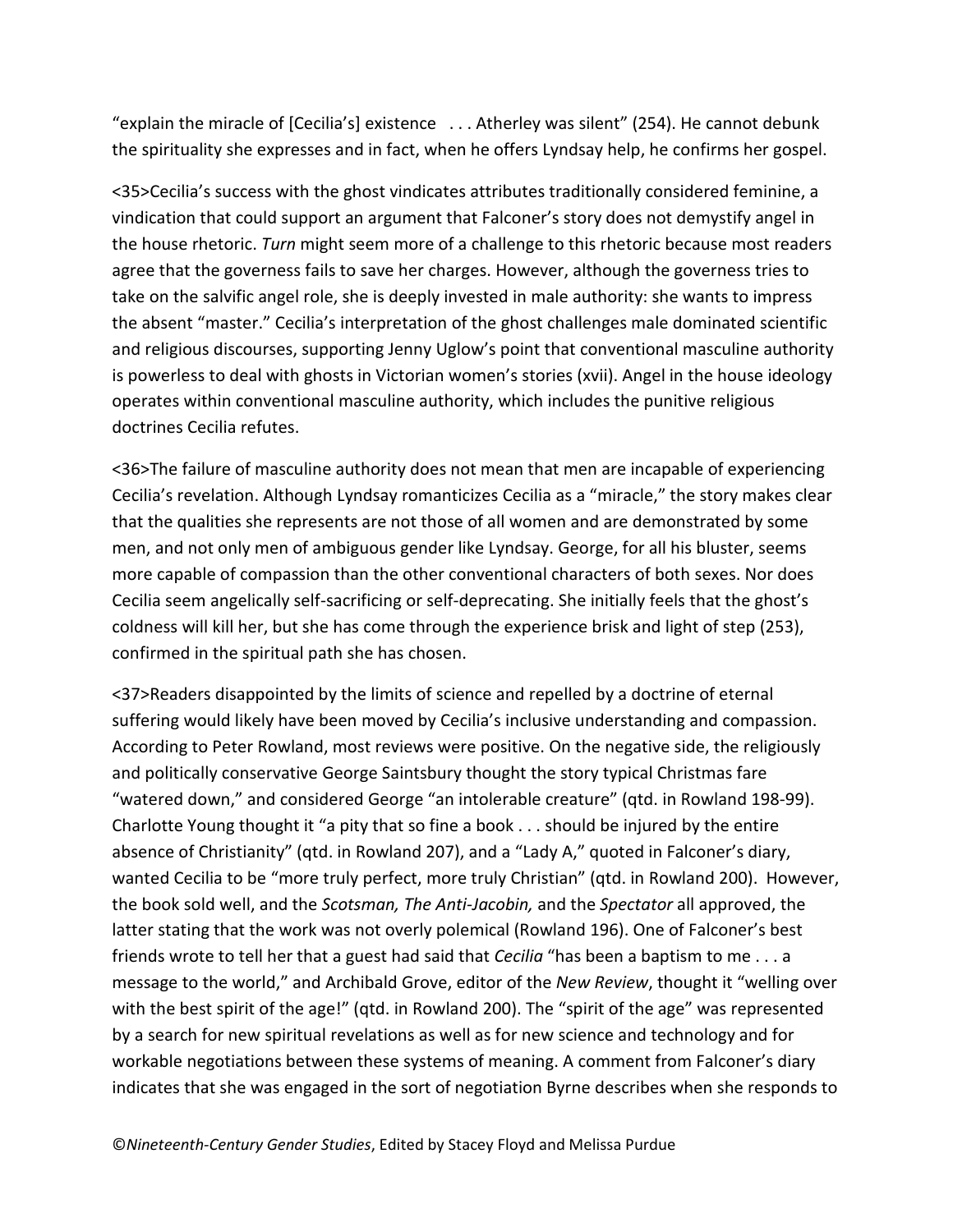"explain the miracle of [Cecilia's] existence . . . Atherley was silent" (254). He cannot debunk the spirituality she expresses and in fact, when he offers Lyndsay help, he confirms her gospel.

<35>Cecilia's success with the ghost vindicates attributes traditionally considered feminine, a vindication that could support an argument that Falconer's story does not demystify angel in the house rhetoric. *Turn* might seem more of a challenge to this rhetoric because most readers agree that the governess fails to save her charges. However, although the governess tries to take on the salvific angel role, she is deeply invested in male authority: she wants to impress the absent "master." Cecilia's interpretation of the ghost challenges male dominated scientific and religious discourses, supporting Jenny Uglow's point that conventional masculine authority is powerless to deal with ghosts in Victorian women's stories (xvii). Angel in the house ideology operates within conventional masculine authority, which includes the punitive religious doctrines Cecilia refutes.

<36>The failure of masculine authority does not mean that men are incapable of experiencing Cecilia's revelation. Although Lyndsay romanticizes Cecilia as a "miracle," the story makes clear that the qualities she represents are not those of all women and are demonstrated by some men, and not only men of ambiguous gender like Lyndsay. George, for all his bluster, seems more capable of compassion than the other conventional characters of both sexes. Nor does Cecilia seem angelically self-sacrificing or self-deprecating. She initially feels that the ghost's coldness will kill her, but she has come through the experience brisk and light of step (253), confirmed in the spiritual path she has chosen.

<37>Readers disappointed by the limits of science and repelled by a doctrine of eternal suffering would likely have been moved by Cecilia's inclusive understanding and compassion. According to Peter Rowland, most reviews were positive. On the negative side, the religiously and politically conservative George Saintsbury thought the story typical Christmas fare "watered down," and considered George "an intolerable creature" (qtd. in Rowland 198-99). Charlotte Young thought it "a pity that so fine a book . . . should be injured by the entire absence of Christianity" (qtd. in Rowland 207), and a "Lady A," quoted in Falconer's diary, wanted Cecilia to be "more truly perfect, more truly Christian" (qtd. in Rowland 200). However, the book sold well, and the *Scotsman, The Anti-Jacobin,* and the *Spectator* all approved, the latter stating that the work was not overly polemical (Rowland 196). One of Falconer's best friends wrote to tell her that a guest had said that *Cecilia* "has been a baptism to me . . . a message to the world," and Archibald Grove, editor of the *New Review*, thought it "welling over with the best spirit of the age!" (qtd. in Rowland 200). The "spirit of the age" was represented by a search for new spiritual revelations as well as for new science and technology and for workable negotiations between these systems of meaning. A comment from Falconer's diary indicates that she was engaged in the sort of negotiation Byrne describes when she responds to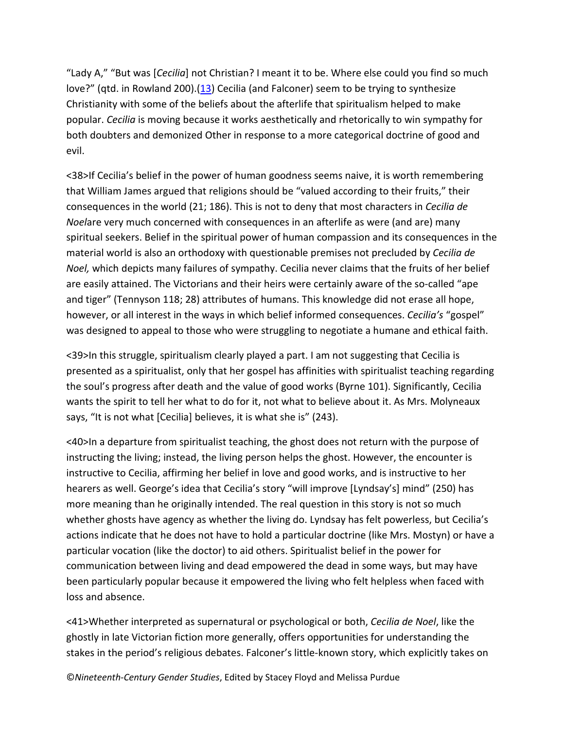"Lady A," "But was [*Cecilia*] not Christian? I meant it to be. Where else could you find so much love?" (qtd. in Rowland 200).(13) Cecilia (and Falconer) seem to be trying to synthesize Christianity with some of the beliefs about the afterlife that spiritualism helped to make popular. *Cecilia* is moving because it works aesthetically and rhetorically to win sympathy for both doubters and demonized Other in response to a more categorical doctrine of good and evil.

<38>If Cecilia's belief in the power of human goodness seems naive, it is worth remembering that William James argued that religions should be "valued according to their fruits," their consequences in the world (21; 186). This is not to deny that most characters in *Cecilia de Noel*are very much concerned with consequences in an afterlife as were (and are) many spiritual seekers. Belief in the spiritual power of human compassion and its consequences in the material world is also an orthodoxy with questionable premises not precluded by *Cecilia de Noel,* which depicts many failures of sympathy. Cecilia never claims that the fruits of her belief are easily attained. The Victorians and their heirs were certainly aware of the so-called "ape and tiger" (Tennyson 118; 28) attributes of humans. This knowledge did not erase all hope, however, or all interest in the ways in which belief informed consequences. *Cecilia's* "gospel" was designed to appeal to those who were struggling to negotiate a humane and ethical faith.

<39>In this struggle, spiritualism clearly played a part. I am not suggesting that Cecilia is presented as a spiritualist, only that her gospel has affinities with spiritualist teaching regarding the soul's progress after death and the value of good works (Byrne 101). Significantly, Cecilia wants the spirit to tell her what to do for it, not what to believe about it. As Mrs. Molyneaux says, "It is not what [Cecilia] believes, it is what she is" (243).

<40>In a departure from spiritualist teaching, the ghost does not return with the purpose of instructing the living; instead, the living person helps the ghost. However, the encounter is instructive to Cecilia, affirming her belief in love and good works, and is instructive to her hearers as well. George's idea that Cecilia's story "will improve [Lyndsay's] mind" (250) has more meaning than he originally intended. The real question in this story is not so much whether ghosts have agency as whether the living do. Lyndsay has felt powerless, but Cecilia's actions indicate that he does not have to hold a particular doctrine (like Mrs. Mostyn) or have a particular vocation (like the doctor) to aid others. Spiritualist belief in the power for communication between living and dead empowered the dead in some ways, but may have been particularly popular because it empowered the living who felt helpless when faced with loss and absence.

<41>Whether interpreted as supernatural or psychological or both, *Cecilia de Noel*, like the ghostly in late Victorian fiction more generally, offers opportunities for understanding the stakes in the period's religious debates. Falconer's little-known story, which explicitly takes on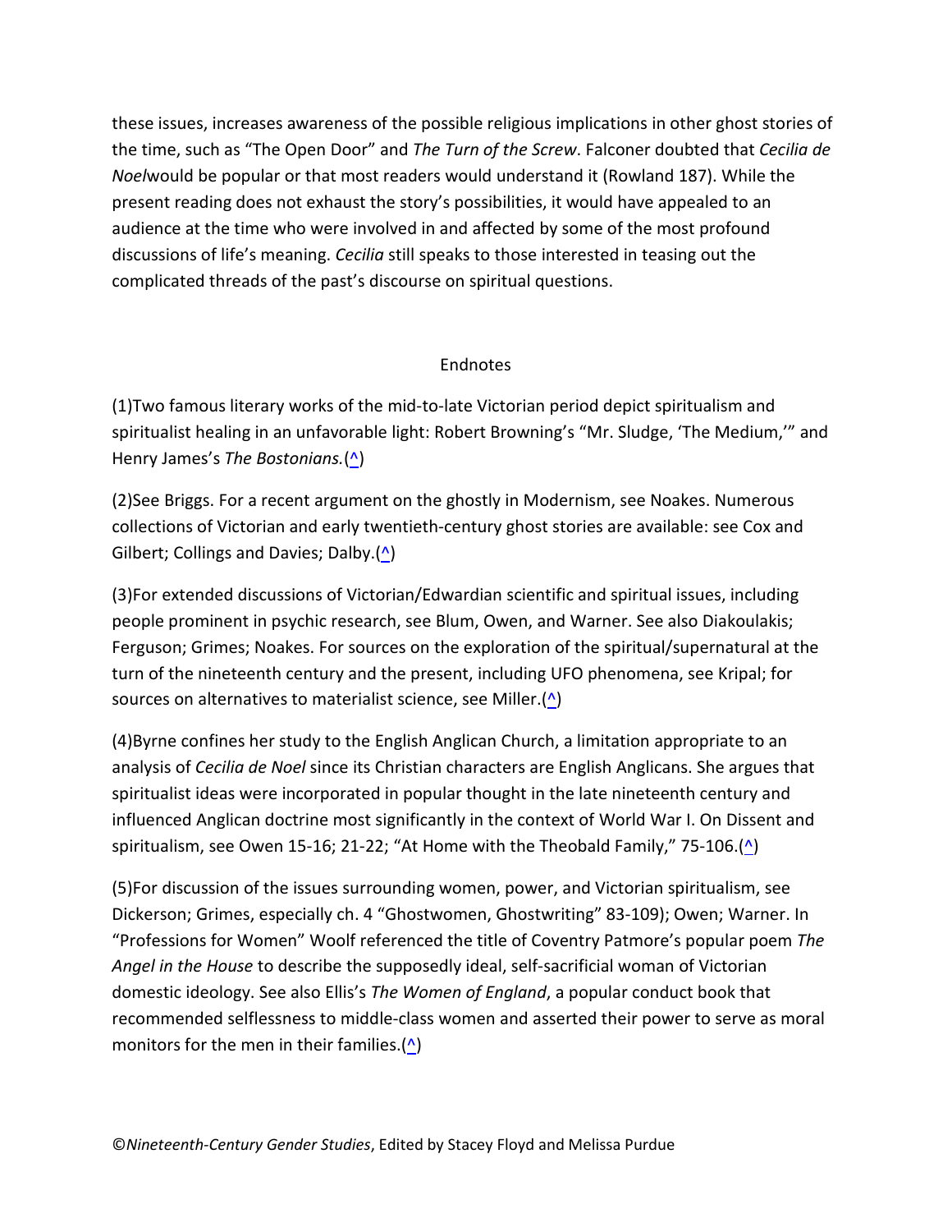these issues, increases awareness of the possible religious implications in other ghost stories of the time, such as "The Open Door" and *The Turn of the Screw*. Falconer doubted that *Cecilia de Noel*would be popular or that most readers would understand it (Rowland 187). While the present reading does not exhaust the story's possibilities, it would have appealed to an audience at the time who were involved in and affected by some of the most profound discussions of life's meaning. *Cecilia* still speaks to those interested in teasing out the complicated threads of the past's discourse on spiritual questions.

## Endnotes

(1)Two famous literary works of the mid-to-late Victorian period depict spiritualism and spiritualist healing in an unfavorable light: Robert Browning's "Mr. Sludge, 'The Medium,'" and Henry James's *The Bostonians.*(^)

(2)See Briggs. For a recent argument on the ghostly in Modernism, see Noakes. Numerous collections of Victorian and early twentieth-century ghost stories are available: see Cox and Gilbert; Collings and Davies; Dalby.(^)

(3)For extended discussions of Victorian/Edwardian scientific and spiritual issues, including people prominent in psychic research, see Blum, Owen, and Warner. See also Diakoulakis; Ferguson; Grimes; Noakes. For sources on the exploration of the spiritual/supernatural at the turn of the nineteenth century and the present, including UFO phenomena, see Kripal; for sources on alternatives to materialist science, see Miller.(^)

(4)Byrne confines her study to the English Anglican Church, a limitation appropriate to an analysis of *Cecilia de Noel* since its Christian characters are English Anglicans. She argues that spiritualist ideas were incorporated in popular thought in the late nineteenth century and influenced Anglican doctrine most significantly in the context of World War I. On Dissent and spiritualism, see Owen 15-16; 21-22; "At Home with the Theobald Family," 75-106.(^)

(5)For discussion of the issues surrounding women, power, and Victorian spiritualism, see Dickerson; Grimes, especially ch. 4 "Ghostwomen, Ghostwriting" 83-109); Owen; Warner. In "Professions for Women" Woolf referenced the title of Coventry Patmore's popular poem *The Angel in the House* to describe the supposedly ideal, self-sacrificial woman of Victorian domestic ideology. See also Ellis's *The Women of England*, a popular conduct book that recommended selflessness to middle-class women and asserted their power to serve as moral monitors for the men in their families.(^)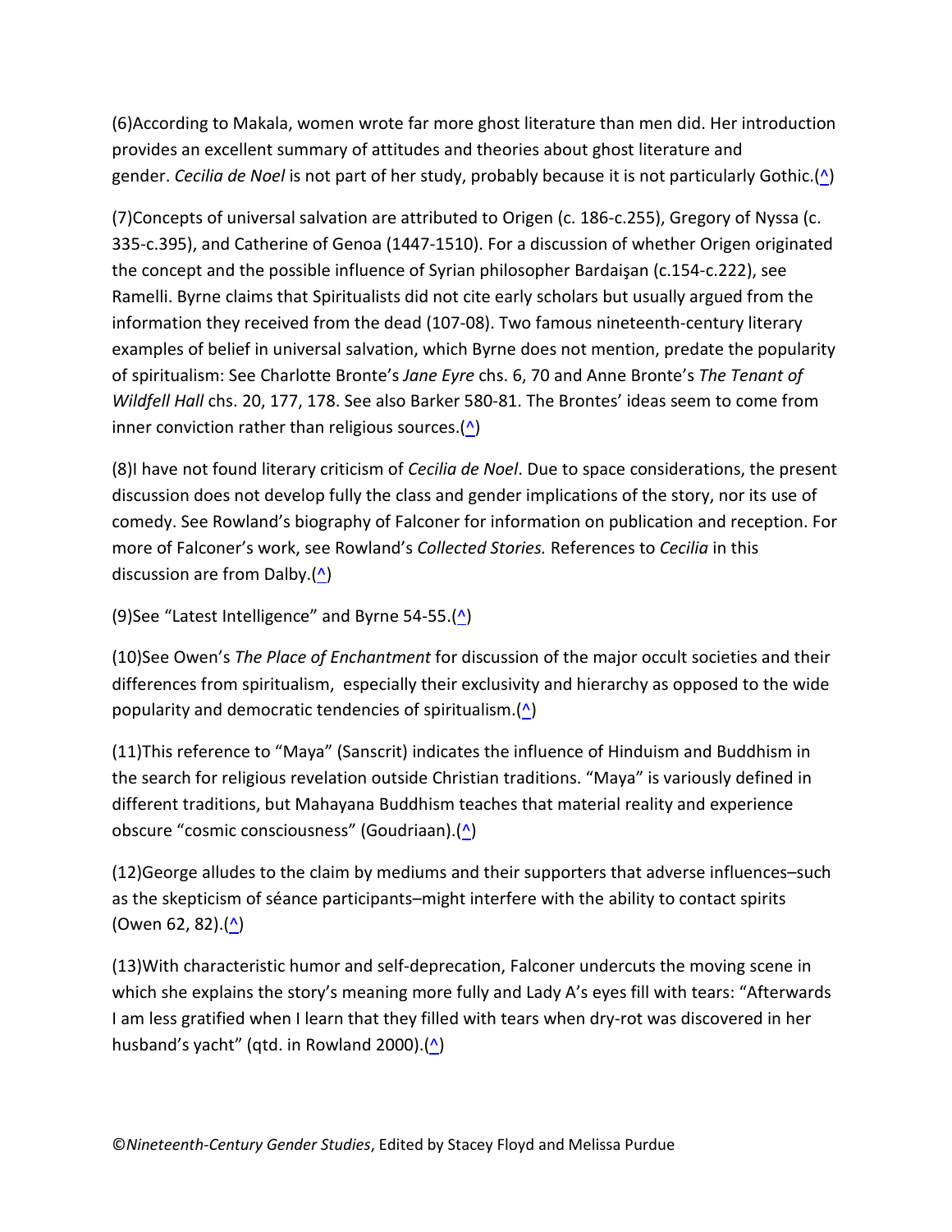(6)According to Makala, women wrote far more ghost literature than men did. Her introduction provides an excellent summary of attitudes and theories about ghost literature and gender. *Cecilia de Noel* is not part of her study, probably because it is not particularly Gothic.(^)

(7)Concepts of universal salvation are attributed to Origen (c. 186-c.255), Gregory of Nyssa (c. 335-c.395), and Catherine of Genoa (1447-1510). For a discussion of whether Origen originated the concept and the possible influence of Syrian philosopher Bardaişan (c.154-c.222), see Ramelli. Byrne claims that Spiritualists did not cite early scholars but usually argued from the information they received from the dead (107-08). Two famous nineteenth-century literary examples of belief in universal salvation, which Byrne does not mention, predate the popularity of spiritualism: See Charlotte Bronte's *Jane Eyre* chs. 6, 70 and Anne Bronte's *The Tenant of Wildfell Hall* chs. 20, 177, 178. See also Barker 580-81. The Brontes' ideas seem to come from inner conviction rather than religious sources.(^)

(8)I have not found literary criticism of *Cecilia de Noel*. Due to space considerations, the present discussion does not develop fully the class and gender implications of the story, nor its use of comedy. See Rowland's biography of Falconer for information on publication and reception. For more of Falconer's work, see Rowland's *Collected Stories.* References to *Cecilia* in this discussion are from Dalby.(^)

(9)See "Latest Intelligence" and Byrne 54-55.(^)

(10)See Owen's *The Place of Enchantment* for discussion of the major occult societies and their differences from spiritualism, especially their exclusivity and hierarchy as opposed to the wide popularity and democratic tendencies of spiritualism.(^)

(11)This reference to "Maya" (Sanscrit) indicates the influence of Hinduism and Buddhism in the search for religious revelation outside Christian traditions. "Maya" is variously defined in different traditions, but Mahayana Buddhism teaches that material reality and experience obscure "cosmic consciousness" (Goudriaan).(^)

(12)George alludes to the claim by mediums and their supporters that adverse influences–such as the skepticism of séance participants–might interfere with the ability to contact spirits (Owen 62, 82).(^)

(13)With characteristic humor and self-deprecation, Falconer undercuts the moving scene in which she explains the story's meaning more fully and Lady A's eyes fill with tears: "Afterwards I am less gratified when I learn that they filled with tears when dry-rot was discovered in her husband's yacht" (qtd. in Rowland 2000).(^)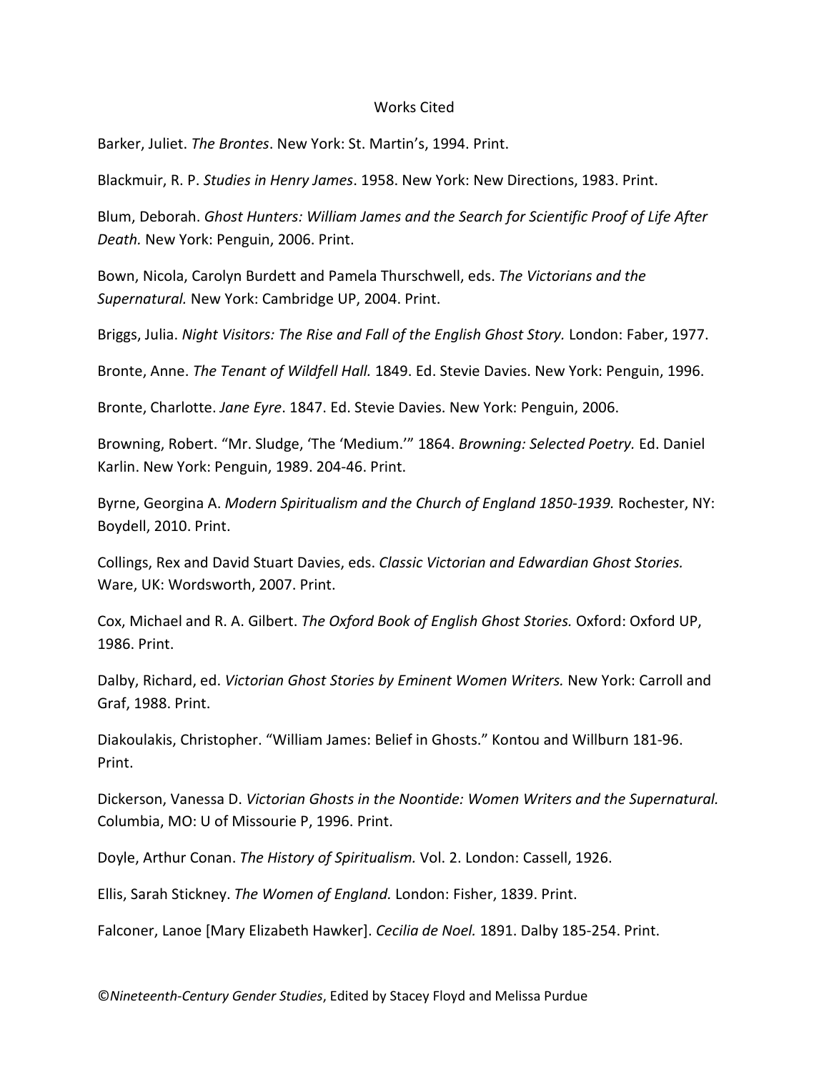# Works Cited

Barker, Juliet. *The Brontes*. New York: St. Martin's, 1994. Print.

Blackmuir, R. P. *Studies in Henry James*. 1958. New York: New Directions, 1983. Print.

Blum, Deborah. *Ghost Hunters: William James and the Search for Scientific Proof of Life After Death.* New York: Penguin, 2006. Print.

Bown, Nicola, Carolyn Burdett and Pamela Thurschwell, eds. *The Victorians and the Supernatural.* New York: Cambridge UP, 2004. Print.

Briggs, Julia. *Night Visitors: The Rise and Fall of the English Ghost Story.* London: Faber, 1977.

Bronte, Anne. *The Tenant of Wildfell Hall.* 1849. Ed. Stevie Davies. New York: Penguin, 1996.

Bronte, Charlotte. *Jane Eyre*. 1847. Ed. Stevie Davies. New York: Penguin, 2006.

Browning, Robert. "Mr. Sludge, 'The 'Medium.'" 1864. *Browning: Selected Poetry.* Ed. Daniel Karlin. New York: Penguin, 1989. 204-46. Print.

Byrne, Georgina A. *Modern Spiritualism and the Church of England 1850-1939.* Rochester, NY: Boydell, 2010. Print.

Collings, Rex and David Stuart Davies, eds. *Classic Victorian and Edwardian Ghost Stories.* Ware, UK: Wordsworth, 2007. Print.

Cox, Michael and R. A. Gilbert. *The Oxford Book of English Ghost Stories.* Oxford: Oxford UP, 1986. Print.

Dalby, Richard, ed. *Victorian Ghost Stories by Eminent Women Writers.* New York: Carroll and Graf, 1988. Print.

Diakoulakis, Christopher. "William James: Belief in Ghosts." Kontou and Willburn 181-96. Print.

Dickerson, Vanessa D. *Victorian Ghosts in the Noontide: Women Writers and the Supernatural.* Columbia, MO: U of Missourie P, 1996. Print.

Doyle, Arthur Conan. *The History of Spiritualism.* Vol. 2. London: Cassell, 1926.

Ellis, Sarah Stickney. *The Women of England.* London: Fisher, 1839. Print.

Falconer, Lanoe [Mary Elizabeth Hawker]. *Cecilia de Noel.* 1891. Dalby 185-254. Print.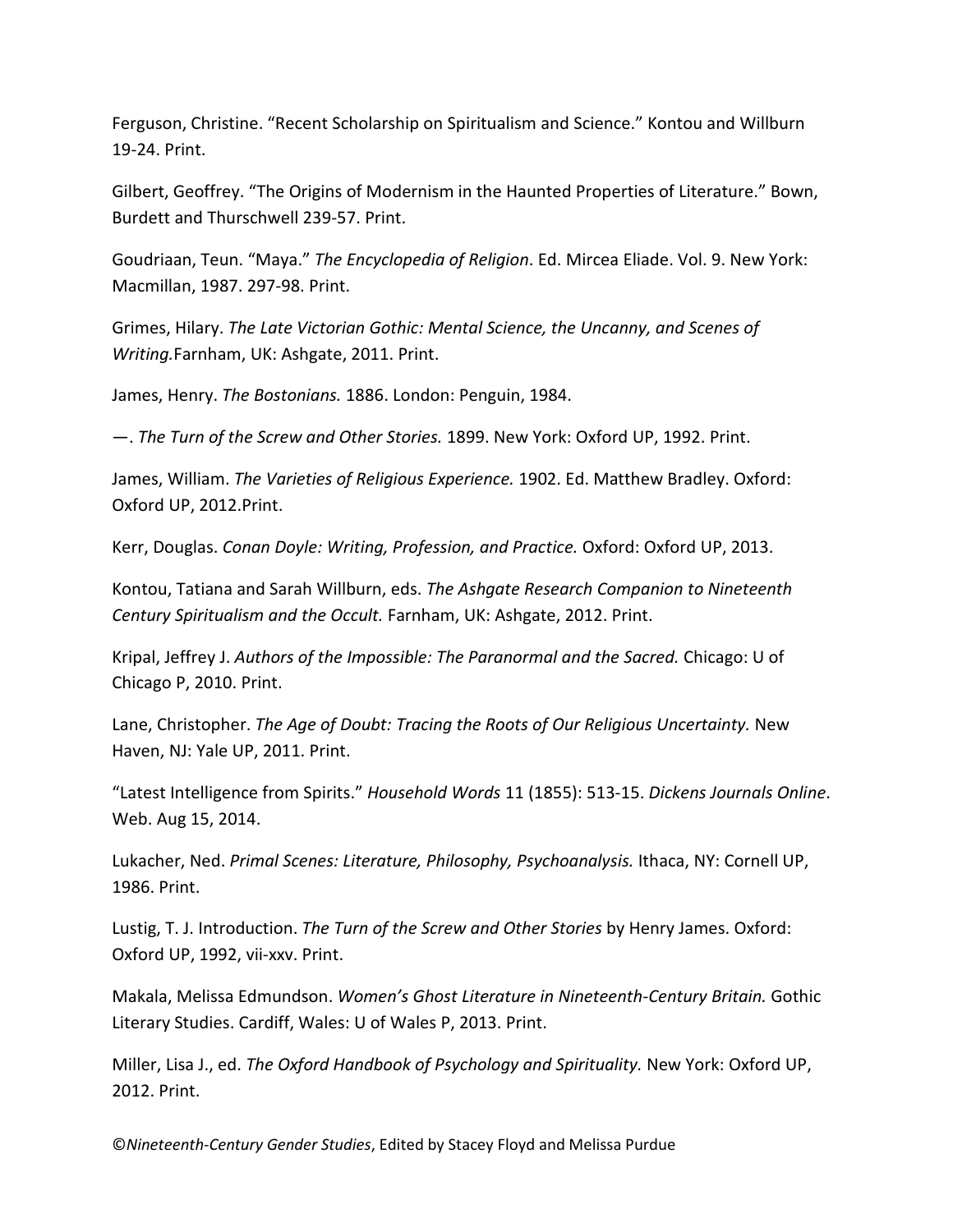Ferguson, Christine. “Recent Scholarship on Spiritualism and Science.” Kontou and Willburn 19-24. Print.

Gilbert, Geoffrey. “The Origins of Modernism in the Haunted Properties of Literature.” Bown, Burdett and Thurschwell 239-57. Print.

Goudriaan, Teun. “Maya.” *The Encyclopedia of Religion*. Ed. Mircea Eliade. Vol. 9. New York: Macmillan, 1987. 297-98. Print.

Grimes, Hilary. *The Late Victorian Gothic: Mental Science, the Uncanny, and Scenes of Writing.*Farnham, UK: Ashgate, 2011. Print.

James, Henry. *The Bostonians.* 1886. London: Penguin, 1984.

—. *The Turn of the Screw and Other Stories.* 1899. New York: Oxford UP, 1992. Print.

James, William. *The Varieties of Religious Experience.* 1902. Ed. Matthew Bradley. Oxford: Oxford UP, 2012.Print.

Kerr, Douglas. *Conan Doyle: Writing, Profession, and Practice.* Oxford: Oxford UP, 2013.

Kontou, Tatiana and Sarah Willburn, eds. *The Ashgate Research Companion to Nineteenth Century Spiritualism and the Occult.* Farnham, UK: Ashgate, 2012. Print.

Kripal, Jeffrey J. *Authors of the Impossible: The Paranormal and the Sacred.* Chicago: U of Chicago P, 2010. Print.

Lane, Christopher. *The Age of Doubt: Tracing the Roots of Our Religious Uncertainty.* New Haven, NJ: Yale UP, 2011. Print.

“Latest Intelligence from Spirits.” *Household Words* 11 (1855): 513-15. *Dickens Journals Online*. Web. Aug 15, 2014.

Lukacher, Ned. *Primal Scenes: Literature, Philosophy, Psychoanalysis.* Ithaca, NY: Cornell UP, 1986. Print.

Lustig, T. J. Introduction. *The Turn of the Screw and Other Stories* by Henry James. Oxford: Oxford UP, 1992, vii-xxv. Print.

Makala, Melissa Edmundson. *Women's Ghost Literature in Nineteenth-Century Britain.* Gothic Literary Studies. Cardiff, Wales: U of Wales P, 2013. Print.

Miller, Lisa J., ed. *The Oxford Handbook of Psychology and Spirituality.* New York: Oxford UP, 2012. Print.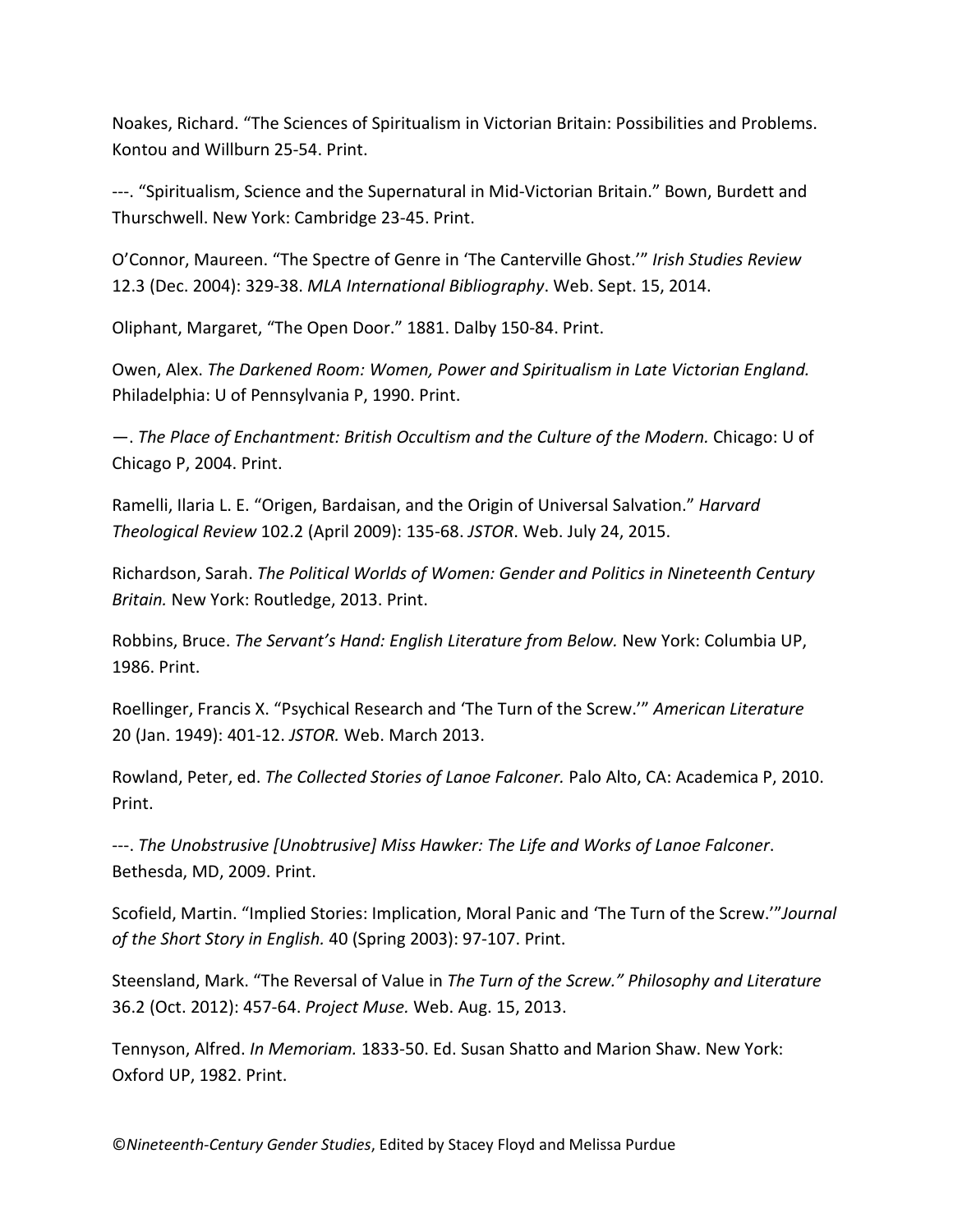Noakes, Richard. "The Sciences of Spiritualism in Victorian Britain: Possibilities and Problems. Kontou and Willburn 25-54. Print.

---. "Spiritualism, Science and the Supernatural in Mid-Victorian Britain." Bown, Burdett and Thurschwell. New York: Cambridge 23-45. Print.

O'Connor, Maureen. "The Spectre of Genre in 'The Canterville Ghost.'" *Irish Studies Review* 12.3 (Dec. 2004): 329-38. *MLA International Bibliography*. Web. Sept. 15, 2014.

Oliphant, Margaret, "The Open Door." 1881. Dalby 150-84. Print.

Owen, Alex. *The Darkened Room: Women, Power and Spiritualism in Late Victorian England.* Philadelphia: U of Pennsylvania P, 1990. Print.

—. *The Place of Enchantment: British Occultism and the Culture of the Modern.* Chicago: U of Chicago P, 2004. Print.

Ramelli, Ilaria L. E. "Origen, Bardaisan, and the Origin of Universal Salvation." *Harvard Theological Review* 102.2 (April 2009): 135-68. *JSTOR*. Web. July 24, 2015.

Richardson, Sarah. *The Political Worlds of Women: Gender and Politics in Nineteenth Century Britain.* New York: Routledge, 2013. Print.

Robbins, Bruce. *The Servant's Hand: English Literature from Below.* New York: Columbia UP, 1986. Print.

Roellinger, Francis X. "Psychical Research and 'The Turn of the Screw.'" *American Literature* 20 (Jan. 1949): 401-12. *JSTOR.* Web. March 2013.

Rowland, Peter, ed. *The Collected Stories of Lanoe Falconer.* Palo Alto, CA: Academica P, 2010. Print.

---. *The Unobstrusive [Unobtrusive] Miss Hawker: The Life and Works of Lanoe Falconer*. Bethesda, MD, 2009. Print.

Scofield, Martin. "Implied Stories: Implication, Moral Panic and 'The Turn of the Screw.'"*Journal of the Short Story in English.* 40 (Spring 2003): 97-107. Print.

Steensland, Mark. "The Reversal of Value in *The Turn of the Screw." Philosophy and Literature* 36.2 (Oct. 2012): 457-64. *Project Muse.* Web. Aug. 15, 2013.

Tennyson, Alfred. *In Memoriam.* 1833-50. Ed. Susan Shatto and Marion Shaw. New York: Oxford UP, 1982. Print.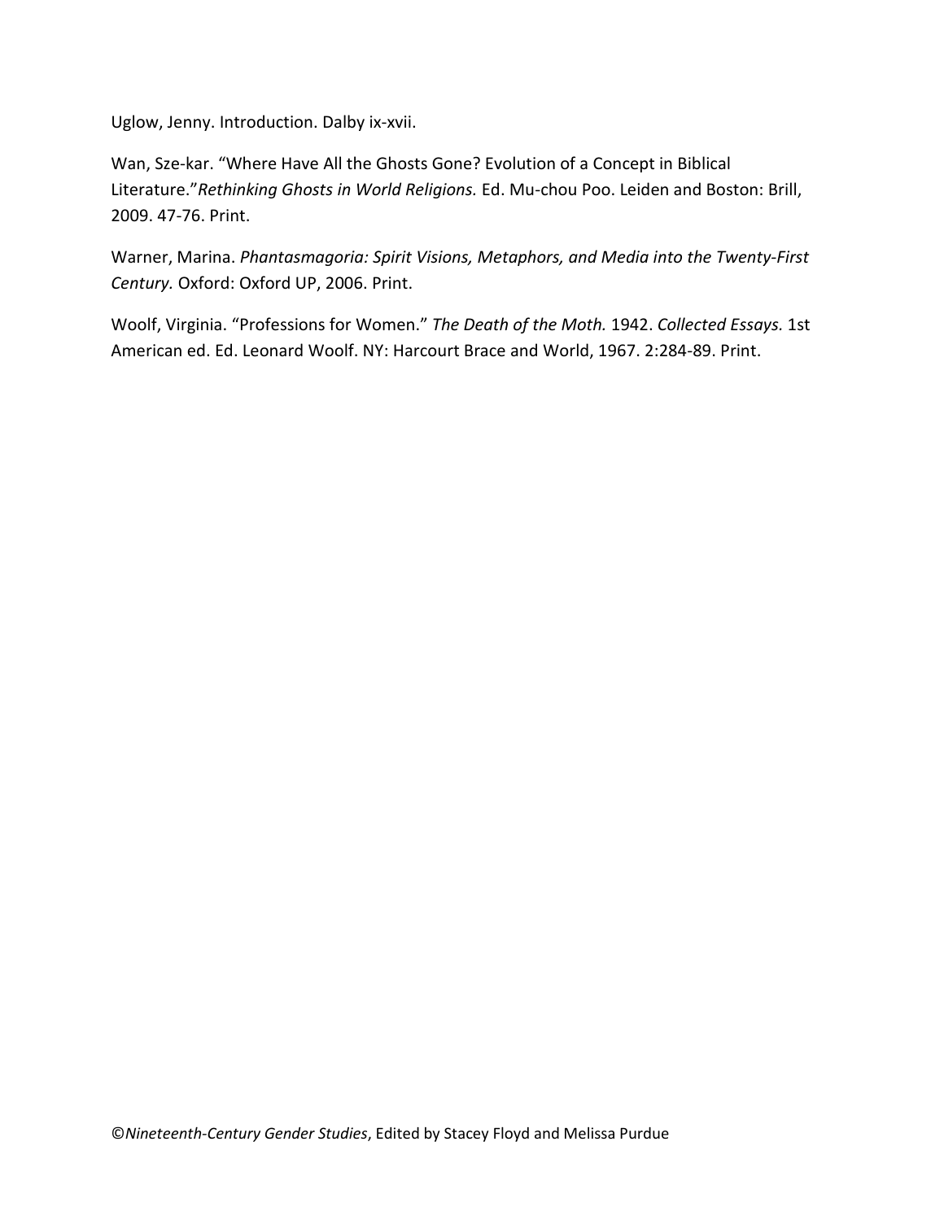Uglow, Jenny. Introduction. Dalby ix-xvii.

Wan, Sze-kar. “Where Have All the Ghosts Gone? Evolution of a Concept in Biblical Literature.”*Rethinking Ghosts in World Religions.* Ed. Mu-chou Poo. Leiden and Boston: Brill, 2009. 47-76. Print.

Warner, Marina. *Phantasmagoria: Spirit Visions, Metaphors, and Media into the Twenty-First Century.* Oxford: Oxford UP, 2006. Print.

Woolf, Virginia. “Professions for Women.” *The Death of the Moth.* 1942. *Collected Essays.* 1st American ed. Ed. Leonard Woolf. NY: Harcourt Brace and World, 1967. 2:284-89. Print.